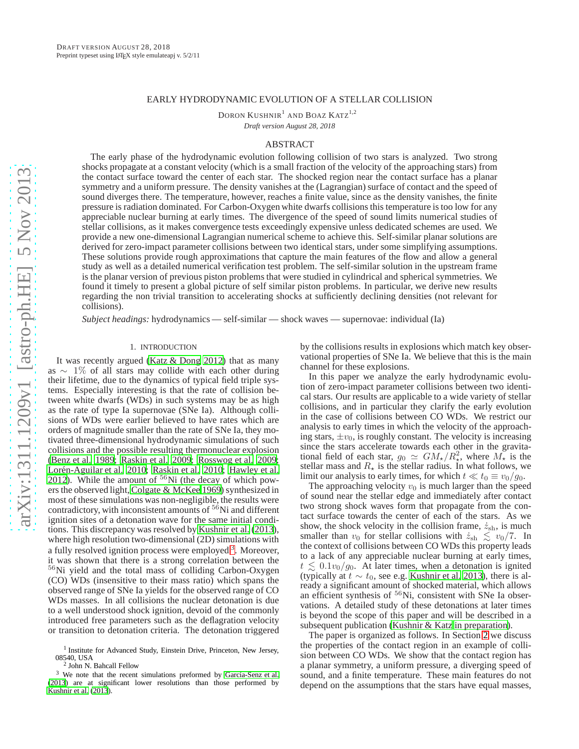# EARLY HYDRODYNAMIC EVOLUTION OF A STELLAR COLLISION

DORON KUSHNIR[1] AND BOAZ KATZ[1,2]

*Draft version August 28, 2018*

## ABSTRACT

The early phase of the hydrodynamic evolution following collision of two stars is analyzed. Two strong shocks propagate at a constant velocity (which is a small fraction of the velocity of the approaching stars) from the contact surface toward the center of each star. The shocked region near the contact surface has a planar symmetry and a uniform pressure. The density vanishes at the (Lagrangian) surface of contact and the speed of sound diverges there. The temperature, however, reaches a finite value, since as the density vanishes, the finite pressure is radiation dominated. For Carbon-Oxygen white dwarfs collisions this temperature is too low for any appreciable nuclear burning at early times. The divergence of the speed of sound limits numerical studies of stellar collisions, as it makes convergence tests exceedingly expensive unless dedicated schemes are used. We provide a new one-dimensional Lagrangian numerical scheme to achieve this. Self-similar planar solutions are derived for zero-impact parameter collisions between two identical stars, under some simplifying assumptions. These solutions provide rough approximations that capture the main features of the flow and allow a general study as well as a detailed numerical verification test problem. The self-similar solution in the upstream frame is the planar version of previous piston problems that were studied in cylindrical and spherical symmetries. We found it timely to present a global picture of self similar piston problems. In particular, we derive new results regarding the non trivial transition to accelerating shocks at sufficiently declining densities (not relevant for collisions).

*Subject headings:* hydrodynamics — self-similar — shock waves — supernovae: individual (Ia)

## 1. INTRODUCTION

It was recently argued (Katz & Dong 2012) that as many as $\sim 1\%$ of all stars may collide with each other during their lifetime, due to the dynamics of typical field triple systems. Especially interesting is that the rate of collision between white dwarfs (WDs) in such systems may be as high as the rate of type Ia supernovae (SNe Ia). Although collisions of WDs were earlier believed to have rates which are orders of magnitude smaller than the rate of SNe Ia, they motivated three-dimensional hydrodynamic simulations of such collisions and the possible resulting thermonuclear explosion (Benz et al. 1989; Raskin et al. 2009; Rosswog et al. 2009; Lorén-Aguilar et al. 2010; Raskin et al. 2010; Hawley et al. 2012). While the amount of $^{56}$Ni (the decay of which powers the observed light, Colgate & McKee 1969) synthesized in most of these simulations was non-negligible, the results were contradictory, with inconsistent amounts of $^{56}$Ni and different ignition sites of a detonation wave for the same initial conditions. This discrepancy was resolved by Kushnir et al. (2013), where high resolution two-dimensional (2D) simulations with a fully resolved ignition process were employed[3]. Moreover, it was shown that there is a strong correlation between the $^{56}$Ni yield and the total mass of colliding Carbon-Oxygen (CO) WDs (insensitive to their mass ratio) which spans the observed range of SNe Ia yields for the observed range of CO WDs masses. In all collisions the nuclear detonation is due to a well understood shock ignition, devoid of the commonly introduced free parameters such as the deflagration velocity or transition to detonation criteria. The detonation triggered by the collisions results in explosions which match key observational properties of SNe Ia. We believe that this is the main channel for these explosions.

In this paper we analyze the early hydrodynamic evolution of zero-impact parameter collisions between two identical stars. Our results are applicable to a wide variety of stellar collisions, and in particular they clarify the early evolution in the case of collisions between CO WDs. We restrict our analysis to early times in which the velocity of the approaching stars, $\pm v_0$, is roughly constant. The velocity is increasing since the stars accelerate towards each other in the gravitational field of each star, $g_0 \simeq GM_\star/R_\star^2$, where $M_\star$ is the stellar mass and $R_\star$ is the stellar radius. In what follows, we limit our analysis to early times, for which $t \ll t_0 \equiv v_0/g_0$.

The approaching velocity $v_0$ is much larger than the speed of sound near the stellar edge and immediately after contact two strong shock waves form that propagate from the contact surface towards the center of each of the stars. As we show, the shock velocity in the collision frame, $\dot{z}_{\rm sh}$, is much smaller than $v_0$ for stellar collisions with $\dot{z}_{\rm sh} \lesssim v_0/7$. In the context of collisions between CO WDs this property leads to a lack of any appreciable nuclear burning at early times, $t \lesssim 0.1v_0/g_0$. At later times, when a detonation is ignited (typically at $t \sim t_0$, see e.g. Kushnir et al. 2013), there is already a significant amount of shocked material, which allows an efficient synthesis of $^{56}$Ni, consistent with SNe Ia observations. A detailed study of these detonations at later times is beyond the scope of this paper and will be described in a subsequent publication (Kushnir & Katz in preparation).

The paper is organized as follows. In Section 2 we discuss the properties of the contact region in an example of collision between CO WDs. We show that the contact region has a planar symmetry, a uniform pressure, a diverging speed of sound, and a finite temperature. These main features do not depend on the assumptions that the stars have equal masses,

[1] Institute for Advanced Study, Einstein Drive, Princeton, New Jersey, 08540, USA

[2] John N. Bahcall Fellow

[3] We note that the recent simulations preformed by García-Senz et al. (2013) are at significant lower resolutions than those performed by Kushnir et al. (2013).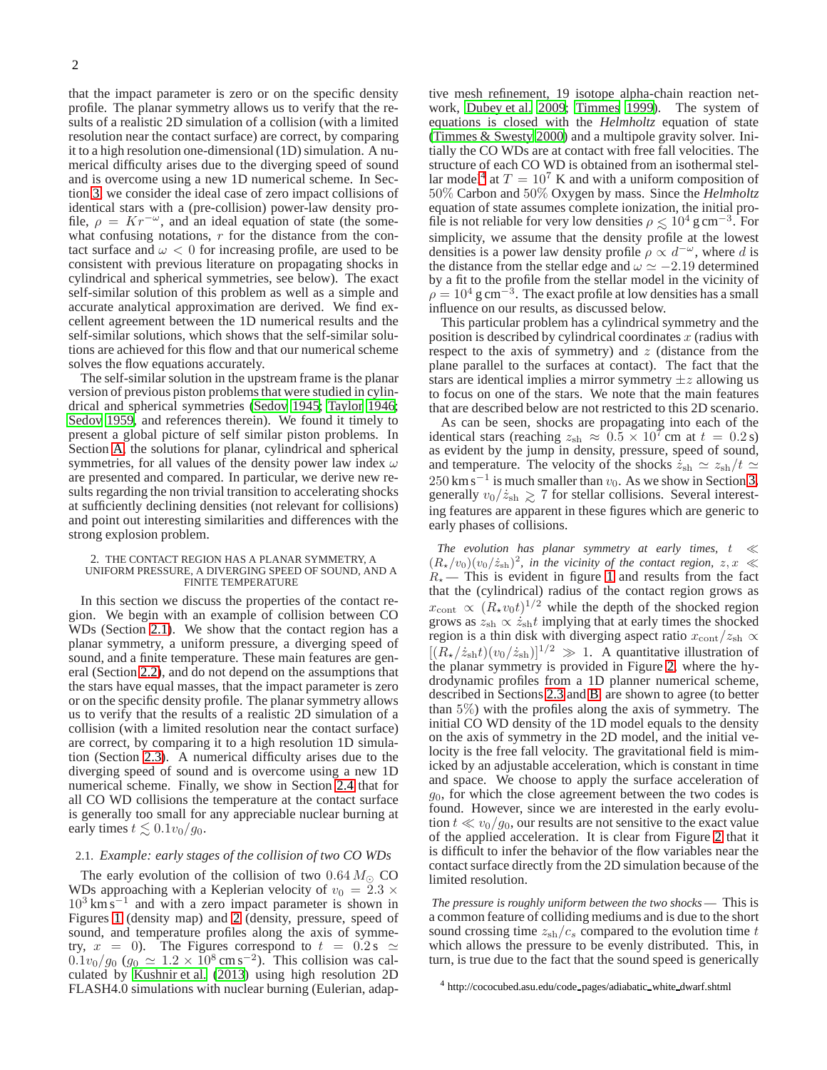that the impact parameter is zero or on the specific density profile. The planar symmetry allows us to verify that the results of a realistic 2D simulation of a collision (with a limited resolution near the contact surface) are correct, by comparing it to a high resolution one-dimensional (1D) simulation. A numerical difficulty arises due to the diverging speed of sound and is overcome using a new 1D numerical scheme. In Section 3, we consider the ideal case of zero impact collisions of identical stars with a (pre-collision) power-law density profile, $\rho = Kr^{-\omega}$, and an ideal equation of state (the somewhat confusing notations, $r$ for the distance from the contact surface and $\omega < 0$ for increasing profile, are used to be consistent with previous literature on propagating shocks in cylindrical and spherical symmetries, see below). The exact self-similar solution of this problem as well as a simple and accurate analytical approximation are derived. We find excellent agreement between the 1D numerical results and the self-similar solutions, which shows that the self-similar solutions are achieved for this flow and that our numerical scheme solves the flow equations accurately.

The self-similar solution in the upstream frame is the planar version of previous piston problems that were studied in cylindrical and spherical symmetries (Sedov 1945; Taylor 1946; Sedov 1959, and references therein). We found it timely to present a global picture of self similar piston problems. In Section A, the solutions for planar, cylindrical and spherical symmetries, for all values of the density power law index $\omega$ are presented and compared. In particular, we derive new results regarding the non trivial transition to accelerating shocks at sufficiently declining densities (not relevant for collisions) and point out interesting similarities and differences with the strong explosion problem.

## 2. THE CONTACT REGION HAS A PLANAR SYMMETRY, A UNIFORM PRESSURE, A DIVERGING SPEED OF SOUND, AND A FINITE TEMPERATURE

In this section we discuss the properties of the contact region. We begin with an example of collision between CO WDs (Section 2.1). We show that the contact region has a planar symmetry, a uniform pressure, a diverging speed of sound, and a finite temperature. These main features are general (Section 2.2), and do not depend on the assumptions that the stars have equal masses, that the impact parameter is zero or on the specific density profile. The planar symmetry allows us to verify that the results of a realistic 2D simulation of a collision (with a limited resolution near the contact surface) are correct, by comparing it to a high resolution 1D simulation (Section 2.3). A numerical difficulty arises due to the diverging speed of sound and is overcome using a new 1D numerical scheme. Finally, we show in Section 2.4 that for all CO WD collisions the temperature at the contact surface is generally too small for any appreciable nuclear burning at early times $t \lesssim 0.1 v_0/g_0$.

### 2.1. *Example: early stages of the collision of two CO WDs*

The early evolution of the collision of two $0.64\,M_\odot$ CO WDs approaching with a Keplerian velocity of $v_0 = 2.3 \times 10^3\,\mathrm{km\,s^{-1}}$ and with a zero impact parameter is shown in Figures 1 (density map) and 2 (density, pressure, speed of sound, and temperature profiles along the axis of symmetry, $x = 0$). The Figures correspond to $t = 0.2\,\mathrm{s} \simeq 0.1 v_0/g_0$ ($g_0 \simeq 1.2 \times 10^8\,\mathrm{cm\,s^{-2}}$). This collision was calculated by Kushnir et al. (2013) using high resolution 2D FLASH4.0 simulations with nuclear burning (Eulerian, adaptive mesh refinement, 19 isotope alpha-chain reaction network, Dubey et al. 2009; Timmes 1999). The system of equations is closed with the *Helmholtz* equation of state (Timmes & Swesty 2000) and a multipole gravity solver. Initially the CO WDs are at contact with free fall velocities. The structure of each CO WD is obtained from an isothermal stellar model[4] at $T = 10^7$ K and with a uniform composition of 50% Carbon and 50% Oxygen by mass. Since the *Helmholtz* equation of state assumes complete ionization, the initial profile is not reliable for very low densities $\rho \lesssim 10^4\,\mathrm{g\,cm^{-3}}$. For simplicity, we assume that the density profile at the lowest densities is a power law density profile $\rho \propto d^{-\omega}$, where $d$ is the distance from the stellar edge and $\omega \simeq -2.19$ determined by a fit to the profile from the stellar model in the vicinity of $\rho = 10^4\,\mathrm{g\,cm^{-3}}$. The exact profile at low densities has a small influence on our results, as discussed below.

This particular problem has a cylindrical symmetry and the position is described by cylindrical coordinates $x$ (radius with respect to the axis of symmetry) and $z$ (distance from the plane parallel to the surfaces at contact). The fact that the stars are identical implies a mirror symmetry $\pm z$ allowing us to focus on one of the stars. We note that the main features that are described below are not restricted to this 2D scenario.

As can be seen, shocks are propagating into each of the identical stars (reaching $z_{\rm sh} \approx 0.5 \times 10^7$ cm at $t = 0.2$ s) as evident by the jump in density, pressure, speed of sound, and temperature. The velocity of the shocks $\dot{z}_{\rm sh} \simeq z_{\rm sh}/t \simeq 250\,\mathrm{km\,s^{-1}}$ is much smaller than $v_0$. As we show in Section 3, generally $v_0/\dot{z}_{\rm sh} \gtrsim 7$ for stellar collisions. Several interesting features are apparent in these figures which are generic to early phases of collisions.

*The evolution has planar symmetry at early times, $t \ll (R_\star/v_0)(v_0/\dot{z}_{\rm sh})^2$, in the vicinity of the contact region, $z, x \ll R_\star$*— This is evident in figure 1 and results from the fact that the (cylindrical) radius of the contact region grows as $x_{\rm cont} \propto (R_\star v_0 t)^{1/2}$ while the depth of the shocked region grows as $z_{\rm sh} \propto \dot{z}_{\rm sh} t$ implying that at early times the shocked region is a thin disk with diverging aspect ratio $x_{\rm cont}/z_{\rm sh} \propto [(R_\star/\dot{z}_{\rm sh}t)(v_0/\dot{z}_{\rm sh})]^{1/2} \gg 1$. A quantitative illustration of the planar symmetry is provided in Figure 2, where the hydrodynamic profiles from a 1D planner numerical scheme, described in Sections 2.3 and B, are shown to agree (to better than 5%) with the profiles along the axis of symmetry. The initial CO WD density of the 1D model equals to the density on the axis of symmetry in the 2D model, and the initial velocity is the free fall velocity. The gravitational field is mimicked by an adjustable acceleration, which is constant in time and space. We choose to apply the surface acceleration of $g_0$, for which the close agreement between the two codes is found. However, since we are interested in the early evolution $t \ll v_0/g_0$, our results are not sensitive to the exact value of the applied acceleration. It is clear from Figure 2 that it is difficult to infer the behavior of the flow variables near the contact surface directly from the 2D simulation because of the limited resolution.

*The pressure is roughly uniform between the two shocks*— This is a common feature of colliding mediums and is due to the short sound crossing time $z_{\rm sh}/c_s$ compared to the evolution time $t$ which allows the pressure to be evenly distributed. This, in turn, is true due to the fact that the sound speed is generically

[4] http://cococubed.asu.edu/code_pages/adiabatic_white_dwarf.shtml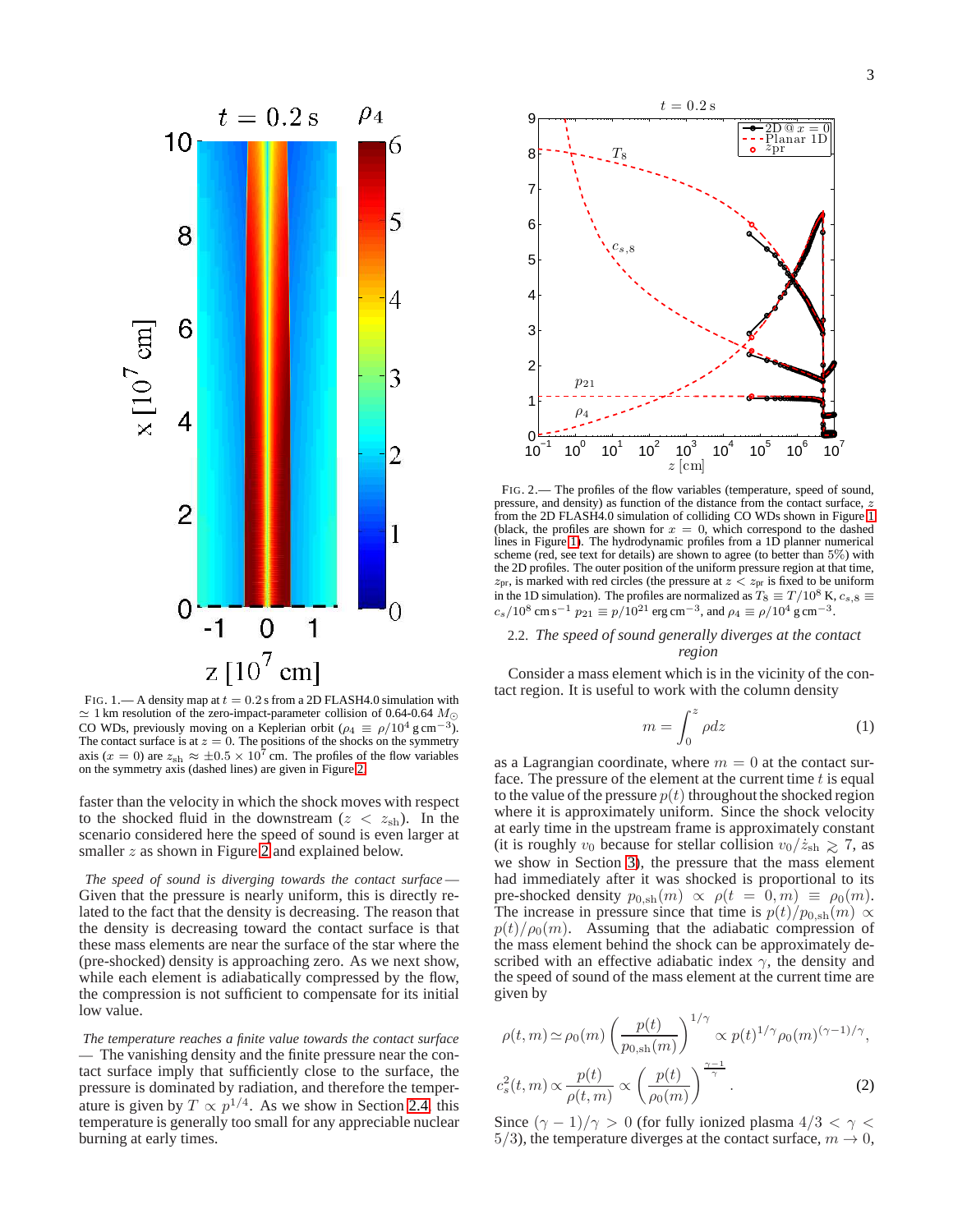FIG. 1.— A density map at $t = 0.2$ s from a 2D FLASH4.0 simulation with $\simeq 1$ km resolution of the zero-impact-parameter collision of 0.64-0.64 $M_\odot$ CO WDs, previously moving on a Keplerian orbit ($\rho_4 \equiv \rho/10^4\,\mathrm{g\,cm^{-3}}$). The contact surface is at $z = 0$. The positions of the shocks on the symmetry axis ($x = 0$) are $z_{\rm sh} \approx \pm 0.5 \times 10^7$ cm. The profiles of the flow variables on the symmetry axis (dashed lines) are given in Figure 2.

faster than the velocity in which the shock moves with respect to the shocked fluid in the downstream ($z < z_{\rm sh}$). In the scenario considered here the speed of sound is even larger at smaller $z$ as shown in Figure 2 and explained below.

*The speed of sound is diverging towards the contact surface* — Given that the pressure is nearly uniform, this is directly related to the fact that the density is decreasing. The reason that the density is decreasing toward the contact surface is that these mass elements are near the surface of the star where the (pre-shocked) density is approaching zero. As we next show, while each element is adiabatically compressed by the flow, the compression is not sufficient to compensate for its initial low value.

*The temperature reaches a finite value towards the contact surface* — The vanishing density and the finite pressure near the contact surface imply that sufficiently close to the surface, the pressure is dominated by radiation, and therefore the temperature is given by $T \propto p^{1/4}$. As we show in Section 2.4, this temperature is generally too small for any appreciable nuclear burning at early times.

FIG. 2.— The profiles of the flow variables (temperature, speed of sound, pressure, and density) as function of the distance from the contact surface, $z$ from the 2D FLASH4.0 simulation of colliding CO WDs shown in Figure 1 (black, the profiles are shown for $x = 0$, which correspond to the dashed lines in Figure 1). The hydrodynamic profiles from a 1D planner numerical scheme (red, see text for details) are shown to agree (to better than 5%) with the 2D profiles. The outer position of the uniform pressure region at that time, $z_{\rm pr}$, is marked with red circles (the pressure at $z < z_{\rm pr}$ is fixed to be uniform in the 1D simulation). The profiles are normalized as $T_8 \equiv T/10^8$ K, $c_{s,8} \equiv c_s/10^8\,\mathrm{cm\,s^{-1}}$ $p_{21} \equiv p/10^{21}\,\mathrm{erg\,cm^{-3}}$, and $\rho_4 \equiv \rho/10^4\,\mathrm{g\,cm^{-3}}$.

### 2.2. *The speed of sound generally diverges at the contact region*

Consider a mass element which is in the vicinity of the contact region. It is useful to work with the column density

$$m = \int_0^z \rho dz \tag{1}$$

as a Lagrangian coordinate, where $m = 0$ at the contact surface. The pressure of the element at the current time $t$ is equal to the value of the pressure $p(t)$ throughout the shocked region where it is approximately uniform. Since the shock velocity at early time in the upstream frame is approximately constant (it is roughly $v_0$ because for stellar collision $v_0/\dot{z}_{\rm sh} \gtrsim 7$, as we show in Section 3), the pressure that the mass element had immediately after it was shocked is proportional to its pre-shocked density $p_{0,\rm sh}(m) \propto \rho(t = 0, m) \equiv \rho_0(m)$. The increase in pressure since that time is $p(t)/p_{0,\rm sh}(m) \propto p(t)/\rho_0(m)$. Assuming that the adiabatic compression of the mass element behind the shock can be approximately described with an effective adiabatic index $\gamma$, the density and the speed of sound of the mass element at the current time are given by

$$\rho(t,m) \simeq \rho_0(m)\left(\frac{p(t)}{p_{0,\rm sh}(m)}\right)^{1/\gamma} \propto p(t)^{1/\gamma}\rho_0(m)^{(\gamma-1)/\gamma},$$
$$c_s^2(t,m) \propto \frac{p(t)}{\rho(t,m)} \propto \left(\frac{p(t)}{\rho_0(m)}\right)^{\frac{\gamma-1}{\gamma}}. \tag{2}$$

Since $(\gamma - 1)/\gamma > 0$ (for fully ionized plasma $4/3 < \gamma < 5/3$), the temperature diverges at the contact surface, $m \to 0$,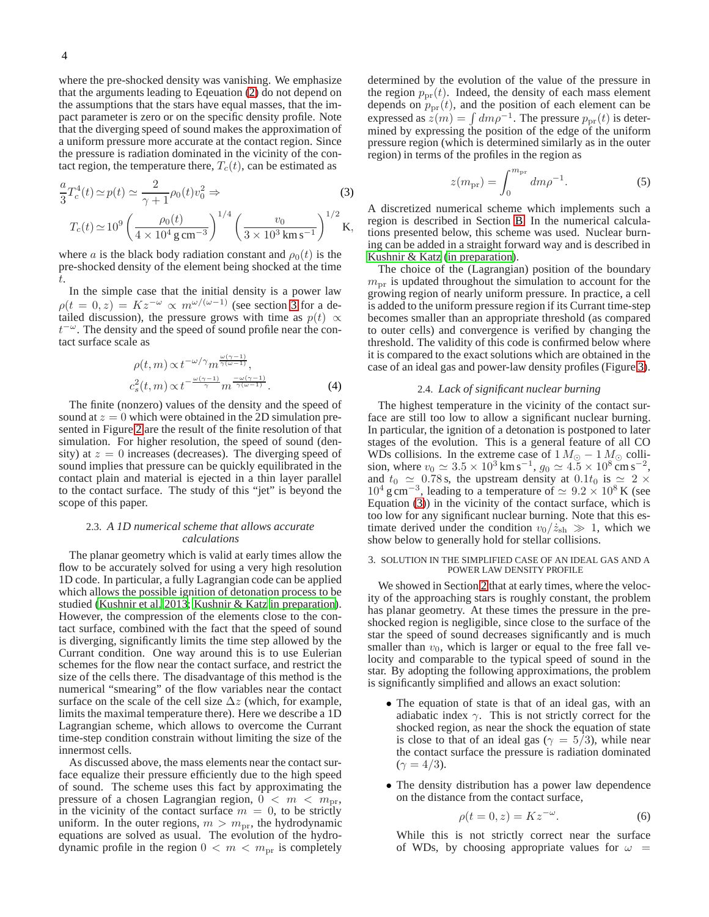where the pre-shocked density was vanishing. We emphasize that the arguments leading to Eqeuation (2) do not depend on the assumptions that the stars have equal masses, that the impact parameter is zero or on the specific density profile. Note that the diverging speed of sound makes the approximation of a uniform pressure more accurate at the contact region. Since the pressure is radiation dominated in the vicinity of the contact region, the temperature there, $T_c(t)$, can be estimated as

$$\frac{a}{3}T_c^4(t) \simeq p(t) \simeq \frac{2}{\gamma+1}\rho_0(t)v_0^2 \Rightarrow \tag{3}$$

$$T_c(t) \simeq 10^9 \left(\frac{\rho_0(t)}{4\times 10^4\,\mathrm{g\,cm^{-3}}}\right)^{1/4} \left(\frac{v_0}{3\times 10^3\,\mathrm{km\,s^{-1}}}\right)^{1/2} \mathrm{K},$$

where $a$ is the black body radiation constant and $\rho_0(t)$ is the pre-shocked density of the element being shocked at the time $t$.

In the simple case that the initial density is a power law $\rho(t=0,z) = Kz^{-\omega} \propto m^{\omega/(\omega-1)}$ (see section 3 for a detailed discussion), the pressure grows with time as $p(t) \propto t^{-\omega}$. The density and the speed of sound profile near the contact surface scale as

$$\rho(t,m) \propto t^{-\omega/\gamma} m^{\frac{\omega(\gamma-1)}{\gamma(\omega-1)}},$$
$$c_s^2(t,m) \propto t^{-\frac{\omega(\gamma-1)}{\gamma}} m^{\frac{-\omega(\gamma-1)}{\gamma(\omega-1)}}. \tag{4}$$

The finite (nonzero) values of the density and the speed of sound at $z=0$ which were obtained in the 2D simulation presented in Figure 2 are the result of the finite resolution of that simulation. For higher resolution, the speed of sound (density) at $z=0$ increases (decreases). The diverging speed of sound implies that pressure can be quickly equilibrated in the contact plain and material is ejected in a thin layer parallel to the contact surface. The study of this "jet" is beyond the scope of this paper.

### 2.3. *A 1D numerical scheme that allows accurate calculations*

The planar geometry which is valid at early times allow the flow to be accurately solved for using a very high resolution 1D code. In particular, a fully Lagrangian code can be applied which allows the possible ignition of detonation process to be studied (Kushnir et al. 2013; Kushnir & Katz in preparation). However, the compression of the elements close to the contact surface, combined with the fact that the speed of sound is diverging, significantly limits the time step allowed by the Currant condition. One way around this is to use Eulerian schemes for the flow near the contact surface, and restrict the size of the cells there. The disadvantage of this method is the numerical "smearing" of the flow variables near the contact surface on the scale of the cell size $\Delta z$ (which, for example, limits the maximal temperature there). Here we describe a 1D Lagrangian scheme, which allows to overcome the Currant time-step condition constrain without limiting the size of the innermost cells.

As discussed above, the mass elements near the contact surface equalize their pressure efficiently due to the high speed of sound. The scheme uses this fact by approximating the pressure of a chosen Lagrangian region, $0 < m < m_{\rm pr}$, in the vicinity of the contact surface $m=0$, to be strictly uniform. In the outer regions, $m > m_{\rm pr}$, the hydrodynamic equations are solved as usual. The evolution of the hydrodynamic profile in the region $0 < m < m_{\rm pr}$ is completely determined by the evolution of the value of the pressure in the region $p_{\rm pr}(t)$. Indeed, the density of each mass element depends on $p_{\rm pr}(t)$, and the position of each element can be expressed as $z(m) = \int dm\rho^{-1}$. The pressure $p_{\rm pr}(t)$ is determined by expressing the position of the edge of the uniform pressure region (which is determined similarly as in the outer region) in terms of the profiles in the region as

$$z(m_{\rm pr}) = \int_0^{m_{\rm pr}} dm\rho^{-1}. \tag{5}$$

A discretized numerical scheme which implements such a region is described in Section B. In the numerical calculations presented below, this scheme was used. Nuclear burning can be added in a straight forward way and is described in Kushnir & Katz (in preparation).

The choice of the (Lagrangian) position of the boundary $m_{\rm pr}$ is updated throughout the simulation to account for the growing region of nearly uniform pressure. In practice, a cell is added to the uniform pressure region if its Currant time-step becomes smaller than an appropriate threshold (as compared to outer cells) and convergence is verified by changing the threshold. The validity of this code is confirmed below where it is compared to the exact solutions which are obtained in the case of an ideal gas and power-law density profiles (Figure 3).

### 2.4. *Lack of significant nuclear burning*

The highest temperature in the vicinity of the contact surface are still too low to allow a significant nuclear burning. In particular, the ignition of a detonation is postponed to later stages of the evolution. This is a general feature of all CO WDs collisions. In the extreme case of $1\,M_\odot - 1\,M_\odot$ collision, where $v_0 \simeq 3.5\times 10^3\,\mathrm{km\,s^{-1}}$, $g_0 \simeq 4.5\times 10^8\,\mathrm{cm\,s^{-2}}$, and $t_0 \simeq 0.78\,\mathrm{s}$, the upstream density at $0.1t_0$ is $\simeq 2\times 10^4\,\mathrm{g\,cm^{-3}}$, leading to a temperature of $\simeq 9.2\times 10^8\,\mathrm{K}$ (see Equation (3)) in the vicinity of the contact surface, which is too low for any significant nuclear burning. Note that this estimate derived under the condition $v_0/\dot{z}_{\rm sh} \gg 1$, which we show below to generally hold for stellar collisions.

## 3. SOLUTION IN THE SIMPLIFIED CASE OF AN IDEAL GAS AND A POWER LAW DENSITY PROFILE

We showed in Section 2 that at early times, where the velocity of the approaching stars is roughly constant, the problem has planar geometry. At these times the pressure in the pre-shocked region is negligible, since close to the surface of the star the speed of sound decreases significantly and is much smaller than $v_0$, which is larger or equal to the free fall velocity and comparable to the typical speed of sound in the star. By adopting the following approximations, the problem is significantly simplified and allows an exact solution:

- The equation of state is that of an ideal gas, with an adiabatic index $\gamma$. This is not strictly correct for the shocked region, as near the shock the equation of state is close to that of an ideal gas ($\gamma = 5/3$), while near the contact surface the pressure is radiation dominated ($\gamma = 4/3$).

- The density distribution has a power law dependence on the distance from the contact surface,

$$\rho(t=0,z) = Kz^{-\omega}. \tag{6}$$

While this is not strictly correct near the surface of WDs, by choosing appropriate values for $\omega =$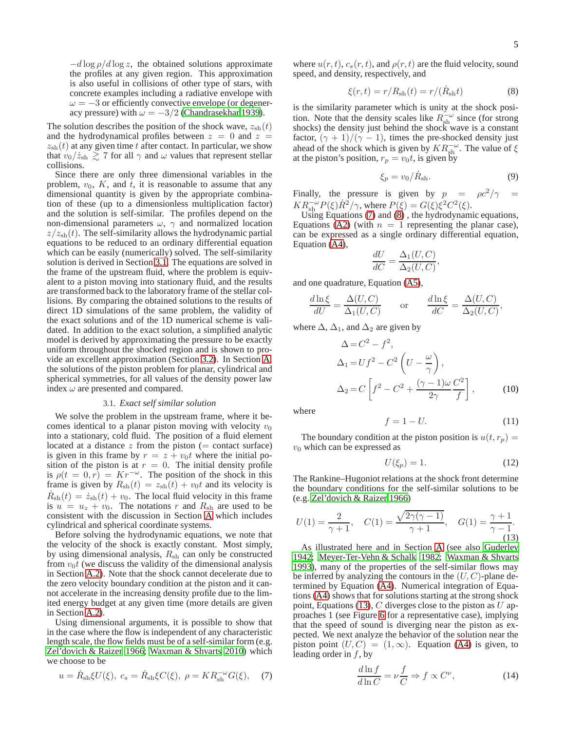$-d\log\rho/d\log z$, the obtained solutions approximate the profiles at any given region. This approximation is also useful in collisions of other type of stars, with concrete examples including a radiative envelope with $\omega = -3$ or efficiently convective envelope (or degeneracy pressure) with $\omega = -3/2$ (Chandrasekhar 1939).

The solution describes the position of the shock wave, $z_{\rm sh}(t)$ and the hydrodynamical profiles between $z = 0$ and $z = z_{\rm sh}(t)$ at any given time $t$ after contact. In particular, we show that $v_0/\dot{z}_{\rm sh} \gtrsim 7$ for all $\gamma$ and $\omega$ values that represent stellar collisions.

Since there are only three dimensional variables in the problem, $v_0$, $K$, and $t$, it is reasonable to assume that any dimensional quantity is given by the appropriate combination of these (up to a dimensionless multiplication factor) and the solution is self-similar. The profiles depend on the non-dimensional parameters $\omega$, $\gamma$ and normalized location $z/z_{\rm sh}(t)$. The self-similarity allows the hydrodynamic partial equations to be reduced to an ordinary differential equation which can be easily (numerically) solved. The self-similarity solution is derived in Section 3.1. The equations are solved in the frame of the upstream fluid, where the problem is equivalent to a piston moving into stationary fluid, and the results are transformed back to the laboratory frame of the stellar collisions. By comparing the obtained solutions to the results of direct 1D simulations of the same problem, the validity of the exact solutions and of the 1D numerical scheme is validated. In addition to the exact solution, a simplified analytic model is derived by approximating the pressure to be exactly uniform throughout the shocked region and is shown to provide an excellent approximation (Section 3.2). In Section A, the solutions of the piston problem for planar, cylindrical and spherical symmetries, for all values of the density power law index $\omega$ are presented and compared.

### 3.1. *Exact self similar solution*

We solve the problem in the upstream frame, where it becomes identical to a planar piston moving with velocity $v_0$ into a stationary, cold fluid. The position of a fluid element located at a distance $z$ from the piston (= contact surface) is given in this frame by $r = z + v_0 t$ where the initial position of the piston is at $r = 0$. The initial density profile is $\rho(t = 0, r) = K r^{-\omega}$. The position of the shock in this frame is given by $R_{\rm sh}(t) = z_{\rm sh}(t) + v_0 t$ and its velocity is $\dot{R}_{\rm sh}(t) = \dot{z}_{\rm sh}(t) + v_0$. The local fluid velocity in this frame is $u = u_z + v_0$. The notations $r$ and $R_{\rm sh}$ are used to be consistent with the discussion in Section A which includes cylindrical and spherical coordinate systems.

Before solving the hydrodynamic equations, we note that the velocity of the shock is exactly constant. Most simply, by using dimensional analysis, $R_{\rm sh}$ can only be constructed from $v_0 t$ (we discuss the validity of the dimensional analysis in Section A.2). Note that the shock cannot decelerate due to the zero velocity boundary condition at the piston and it cannot accelerate in the increasing density profile due to the limited energy budget at any given time (more details are given in Section A.2).

Using dimensional arguments, it is possible to show that in the case where the flow is independent of any characteristic length scale, the flow fields must be of a self-similar form (e.g. Zel'dovich & Raizer 1966; Waxman & Shvarts 2010) which we choose to be

$$u = \dot{R}_{\rm sh}\xi U(\xi),\ c_s = \dot{R}_{\rm sh}\xi C(\xi),\ \rho = K R_{\rm sh}^{-\omega} G(\xi), \quad (7)$$

where $u(r,t)$, $c_s(r,t)$, and $\rho(r,t)$ are the fluid velocity, sound speed, and density, respectively, and

$$\xi(r,t) = r/R_{\rm sh}(t) = r/(\dot{R}_{\rm sh}t) \quad (8)$$

is the similarity parameter which is unity at the shock position. Note that the density scales like $R_{\rm sh}^{-\omega}$ since (for strong shocks) the density just behind the shock wave is a constant factor, $(\gamma+1)/(\gamma-1)$, times the pre-shocked density just ahead of the shock which is given by $K R_{\rm sh}^{-\omega}$. The value of $\xi$ at the piston's position, $r_p = v_0 t$, is given by

$$\xi_p = v_0/\dot{R}_{\rm sh}. \quad (9)$$

Finally, the pressure is given by $p = \rho c^2/\gamma = K R_{\rm sh}^{-\omega} P(\xi) \dot{R}^2/\gamma$, where $P(\xi) = G(\xi)\xi^2 C^2(\xi)$.

Using Equations (7) and (8) , the hydrodynamic equations, Equations (A2) (with $n = 1$ representing the planar case), can be expressed as a single ordinary differential equation, Equation (A4),

$$\frac{dU}{dC} = \frac{\Delta_1(U,C)}{\Delta_2(U,C)},$$

and one quadrature, Equation (A5),

$$\frac{d\ln\xi}{dU} = \frac{\Delta(U,C)}{\Delta_1(U,C)} \qquad \text{or} \qquad \frac{d\ln\xi}{dC} = \frac{\Delta(U,C)}{\Delta_2(U,C)},$$

where $\Delta$, $\Delta_1$, and $\Delta_2$ are given by

$$\begin{aligned}
\Delta &= C^2 - f^2,\\
\Delta_1 &= U f^2 - C^2\left(U - \frac{\omega}{\gamma}\right),\\
\Delta_2 &= C\left[f^2 - C^2 + \frac{(\gamma-1)\omega}{2\gamma}\frac{C^2}{f}\right],
\end{aligned} \quad (10)$$

where

$$f = 1 - U. \quad (11)$$

The boundary condition at the piston position is $u(t, r_p) = v_0$ which can be expressed as

$$U(\xi_p) = 1. \quad (12)$$

The Rankine–Hugoniot relations at the shock front determine the boundary conditions for the self-similar solutions to be (e.g. Zel'dovich & Raizer 1966)

$$U(1) = \frac{2}{\gamma+1}, \quad C(1) = \frac{\sqrt{2\gamma(\gamma-1)}}{\gamma+1}, \quad G(1) = \frac{\gamma+1}{\gamma-1}. \quad (13)$$

As illustrated here and in Section A (see also Guderley 1942; Meyer-Ter-Vehn & Schalk 1982; Waxman & Shvarts 1993), many of the properties of the self-similar flows may be inferred by analyzing the contours in the $(U,C)$-plane determined by Equation (A4). Numerical integration of Equations (A4) shows that for solutions starting at the strong shock point, Equations (13), $C$ diverges close to the piston as $U$ approaches 1 (see Figure 6 for a representative case), implying that the speed of sound is diverging near the piston as expected. We next analyze the behavior of the solution near the piston point $(U,C) = (1,\infty)$. Equation (A4) is given, to leading order in $f$, by

$$\frac{d\ln f}{d\ln C} = \nu\frac{f}{C} \Rightarrow f \propto C^{\nu}, \quad (14)$$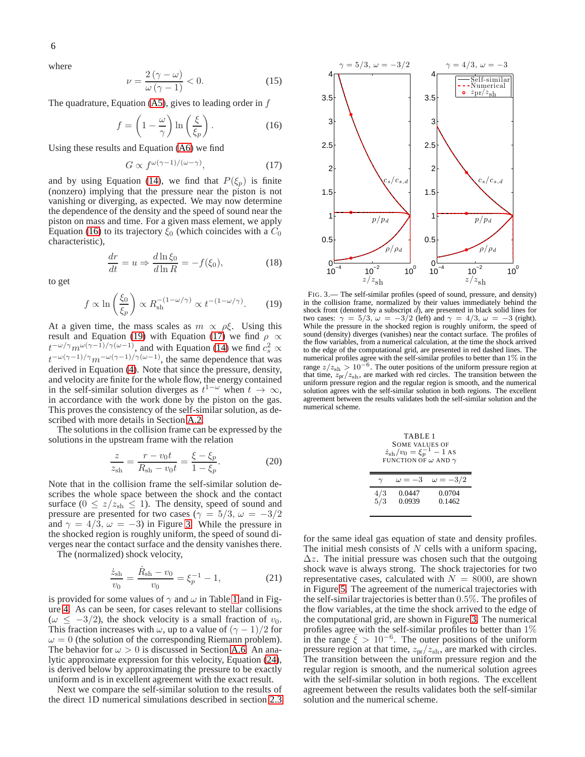where

$$\nu = \frac{2(\gamma - \omega)}{\omega(\gamma - 1)} < 0. \tag{15}$$

The quadrature, Equation (A5), gives to leading order in $f$

$$f = \left(1 - \frac{\omega}{\gamma}\right) \ln\left(\frac{\xi}{\xi_p}\right). \tag{16}$$

Using these results and Equation (A6) we find

$$G \propto f^{\omega(\gamma-1)/(\omega-\gamma)}, \tag{17}$$

and by using Equation (14), we find that $P(\xi_p)$ is finite (nonzero) implying that the pressure near the piston is not vanishing or diverging, as expected. We may now determine the dependence of the density and the speed of sound near the piston on mass and time. For a given mass element, we apply Equation (16) to its trajectory $\xi_0$ (which coincides with a $C_0$ characteristic),

$$\frac{dr}{dt} = u \Rightarrow \frac{d\ln\xi_0}{d\ln R} = -f(\xi_0), \tag{18}$$

to get

$$f \propto \ln\left(\frac{\xi_0}{\xi_p}\right) \propto R_{\rm sh}^{-(1-\omega/\gamma)} \propto t^{-(1-\omega/\gamma)}. \tag{19}$$

At a given time, the mass scales as $m \propto \rho\xi$. Using this result and Equation (19) with Equation (17) we find $\rho \propto t^{-\omega/\gamma} m^{\omega(\gamma-1)/\gamma(\omega-1)}$, and with Equation (14) we find $c_s^2 \propto t^{-\omega(\gamma-1)/\gamma} m^{-\omega(\gamma-1)/\gamma(\omega-1)}$, the same dependence that was derived in Equation (4). Note that since the pressure, density, and velocity are finite for the whole flow, the energy contained in the self-similar solution diverges as $t^{1-\omega}$ when $t \to \infty$, in accordance with the work done by the piston on the gas. This proves the consistency of the self-similar solution, as described with more details in Section A.2.

The solutions in the collision frame can be expressed by the solutions in the upstream frame with the relation

$$\frac{z}{z_{\rm sh}} = \frac{r - v_0 t}{R_{\rm sh} - v_0 t} = \frac{\xi - \xi_p}{1 - \xi_p}. \tag{20}$$

Note that in the collision frame the self-similar solution describes the whole space between the shock and the contact surface ($0 \le z/z_{\rm sh} \le 1$). The density, speed of sound and pressure are presented for two cases ($\gamma = 5/3$, $\omega = -3/2$ and $\gamma = 4/3$, $\omega = -3$) in Figure 3. While the pressure in the shocked region is roughly uniform, the speed of sound diverges near the contact surface and the density vanishes there.

The (normalized) shock velocity,

$$\frac{\dot{z}_{\rm sh}}{v_0} = \frac{\dot{R}_{\rm sh} - v_0}{v_0} = \xi_p^{-1} - 1, \tag{21}$$

is provided for some values of $\gamma$ and $\omega$ in Table 1 and Figure 4. As can be seen, for cases relevant to stellar collisions ($\omega \le -3/2$), the shock velocity is a small fraction of $v_0$. This fraction increases with $\omega$, up to a value of $(\gamma-1)/2$ for $\omega = 0$ (the solution of the corresponding Riemann problem). The behavior for $\omega > 0$ is discussed in Section A.6. An analytic approximate expression for this velocity, Equation (24), is derived below by approximating the pressure to be exactly uniform and is in excellent agreement with the exact result.

Next we compare the self-similar solution to the results of the direct 1D numerical simulations described in section 2.3

FIG. 3.— The self-similar profiles (speed of sound, pressure, and density) in the collision frame, normalized by their values immediately behind the shock front (denoted by a subscript $d$), are presented in black solid lines for two cases: $\gamma = 5/3$, $\omega = -3/2$ (left) and $\gamma = 4/3$, $\omega = -3$ (right). While the pressure in the shocked region is roughly uniform, the speed of sound (density) diverges (vanishes) near the contact surface. The profiles of the flow variables, from a numerical calculation, at the time the shock arrived to the edge of the computational grid, are presented in red dashed lines. The numerical profiles agree with the self-similar profiles to better than 1% in the range $z/z_{\rm sh} > 10^{-6}$. The outer positions of the uniform pressure region at that time, $z_{\rm pr}/z_{\rm sh}$, are marked with red circles. The transition between the uniform pressure region and the regular region is smooth, and the numerical solution agrees with the self-similar solution in both regions. The excellent agreement between the results validates both the self-similar solution and the numerical scheme.

TABLE 1
SOME VALUES OF $\dot{z}_{\rm sh}/v_0 = \xi_p^{-1} - 1$ AS FUNCTION OF $\omega$ AND $\gamma$

| $\gamma$ | $\omega = -3$ | $\omega = -3/2$ |
|---|---|---|
| 4/3 | 0.0447 | 0.0704 |
| 5/3 | 0.0939 | 0.1462 |

for the same ideal gas equation of state and density profiles. The initial mesh consists of $N$ cells with a uniform spacing, $\Delta z$. The initial pressure was chosen such that the outgoing shock wave is always strong. The shock trajectories for two representative cases, calculated with $N = 8000$, are shown in Figure 5. The agreement of the numerical trajectories with the self-similar trajectories is better than 0.5%. The profiles of the flow variables, at the time the shock arrived to the edge of the computational grid, are shown in Figure 3. The numerical profiles agree with the self-similar profiles to better than 1% in the range $\bar{\xi} > 10^{-6}$. The outer positions of the uniform pressure region at that time, $z_{\rm pr}/z_{\rm sh}$, are marked with circles. The transition between the uniform pressure region and the regular region is smooth, and the numerical solution agrees with the self-similar solution in both regions. The excellent agreement between the results validates both the self-similar solution and the numerical scheme.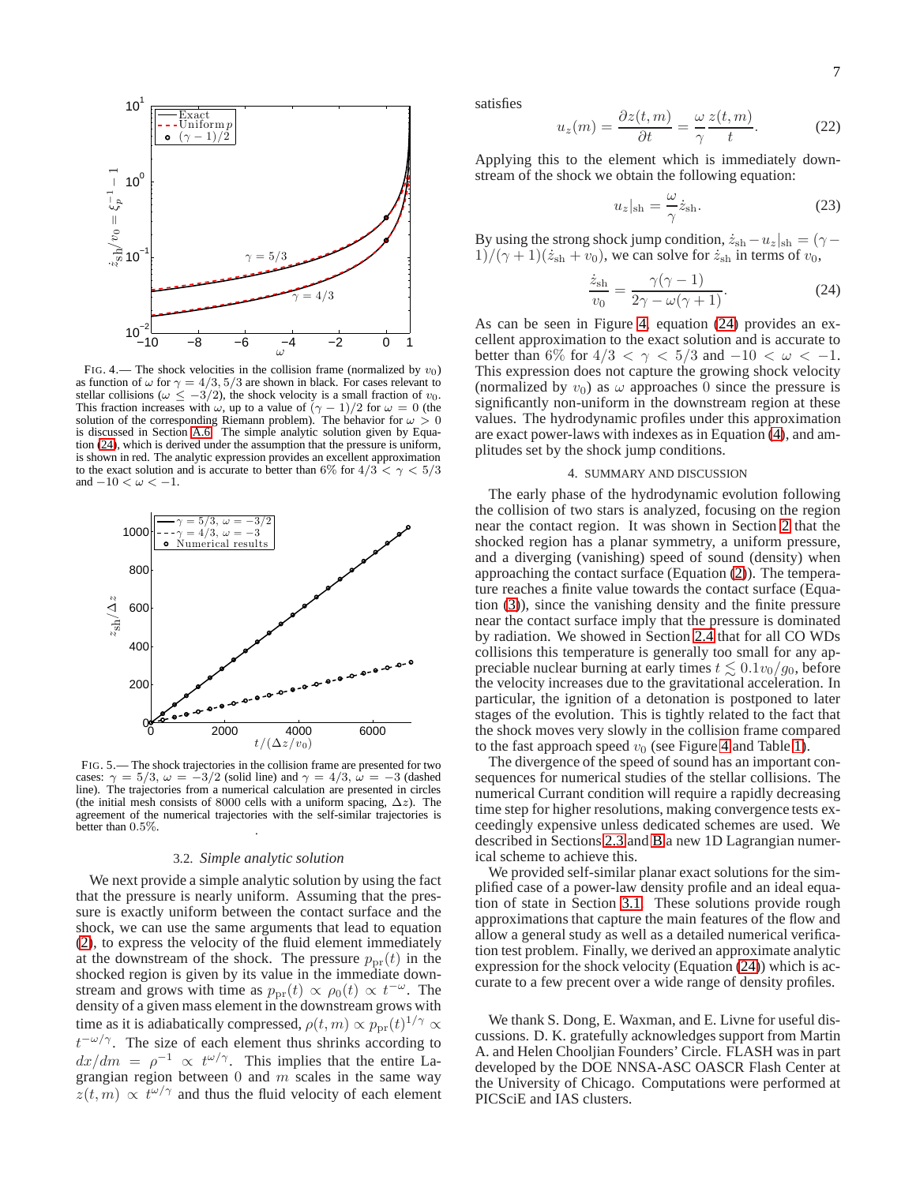FIG. 4.— The shock velocities in the collision frame (normalized by $v_0$) as function of $\omega$ for $\gamma = 4/3, 5/3$ are shown in black. For cases relevant to stellar collisions ($\omega \leq -3/2$), the shock velocity is a small fraction of $v_0$. This fraction increases with $\omega$, up to a value of $(\gamma-1)/2$ for $\omega = 0$ (the solution of the corresponding Riemann problem). The behavior for $\omega > 0$ is discussed in Section A.6. The simple analytic solution given by Equation (24), which is derived under the assumption that the pressure is uniform, is shown in red. The analytic expression provides an excellent approximation to the exact solution and is accurate to better than 6% for $4/3 < \gamma < 5/3$ and $-10 < \omega < -1$.

FIG. 5.— The shock trajectories in the collision frame are presented for two cases: $\gamma = 5/3$, $\omega = -3/2$ (solid line) and $\gamma = 4/3$, $\omega = -3$ (dashed line). The trajectories from a numerical calculation are presented in circles (the initial mesh consists of 8000 cells with a uniform spacing, $\Delta z$). The agreement of the numerical trajectories with the self-similar trajectories is better than 0.5%.

### 3.2. *Simple analytic solution*

We next provide a simple analytic solution by using the fact that the pressure is nearly uniform. Assuming that the pressure is exactly uniform between the contact surface and the shock, we can use the same arguments that lead to equation (2), to express the velocity of the fluid element immediately at the downstream of the shock. The pressure $p_{\rm pr}(t)$ in the shocked region is given by its value in the immediate downstream and grows with time as $p_{\rm pr}(t) \propto \rho_0(t) \propto t^{-\omega}$. The density of a given mass element in the downstream grows with time as it is adiabatically compressed, $\rho(t,m) \propto p_{\rm pr}(t)^{1/\gamma} \propto t^{-\omega/\gamma}$. The size of each element thus shrinks according to $dx/dm = \rho^{-1} \propto t^{\omega/\gamma}$. This implies that the entire Lagrangian region between 0 and $m$ scales in the same way $z(t,m) \propto t^{\omega/\gamma}$ and thus the fluid velocity of each element satisfies

$$u_z(m) = \frac{\partial z(t,m)}{\partial t} = \frac{\omega}{\gamma}\frac{z(t,m)}{t}. \tag{22}$$

Applying this to the element which is immediately downstream of the shock we obtain the following equation:

$$u_z|_{\rm sh} = \frac{\omega}{\gamma}\dot{z}_{\rm sh}. \tag{23}$$

By using the strong shock jump condition, $\dot{z}_{\rm sh} - u_z|_{\rm sh} = (\gamma-1)/(\gamma+1)(\dot{z}_{\rm sh} + v_0)$, we can solve for $\dot{z}_{\rm sh}$ in terms of $v_0$,

$$\frac{\dot{z}_{\rm sh}}{v_0} = \frac{\gamma(\gamma-1)}{2\gamma - \omega(\gamma+1)}. \tag{24}$$

As can be seen in Figure 4, equation (24) provides an excellent approximation to the exact solution and is accurate to better than 6% for $4/3 < \gamma < 5/3$ and $-10 < \omega < -1$. This expression does not capture the growing shock velocity (normalized by $v_0$) as $\omega$ approaches 0 since the pressure is significantly non-uniform in the downstream region at these values. The hydrodynamic profiles under this approximation are exact power-laws with indexes as in Equation (4), and amplitudes set by the shock jump conditions.

## 4. SUMMARY AND DISCUSSION

The early phase of the hydrodynamic evolution following the collision of two stars is analyzed, focusing on the region near the contact region. It was shown in Section 2 that the shocked region has a planar symmetry, a uniform pressure, and a diverging (vanishing) speed of sound (density) when approaching the contact surface (Equation (2)). The temperature reaches a finite value towards the contact surface (Equation (3)), since the vanishing density and the finite pressure near the contact surface imply that the pressure is dominated by radiation. We showed in Section 2.4 that for all CO WDs collisions this temperature is generally too small for any appreciable nuclear burning at early times $t \lesssim 0.1 v_0/g_0$, before the velocity increases due to the gravitational acceleration. In particular, the ignition of a detonation is postponed to later stages of the evolution. This is tightly related to the fact that the shock moves very slowly in the collision frame compared to the fast approach speed $v_0$ (see Figure 4 and Table 1).

The divergence of the speed of sound has an important consequences for numerical studies of the stellar collisions. The numerical Currant condition will require a rapidly decreasing time step for higher resolutions, making convergence tests exceedingly expensive unless dedicated schemes are used. We described in Sections 2.3 and B a new 1D Lagrangian numerical scheme to achieve this.

We provided self-similar planar exact solutions for the simplified case of a power-law density profile and an ideal equation of state in Section 3.1. These solutions provide rough approximations that capture the main features of the flow and allow a general study as well as a detailed numerical verification test problem. Finally, we derived an approximate analytic expression for the shock velocity (Equation (24)) which is accurate to a few precent over a wide range of density profiles.

We thank S. Dong, E. Waxman, and E. Livne for useful discussions. D. K. gratefully acknowledges support from Martin A. and Helen Chooljian Founders' Circle. FLASH was in part developed by the DOE NNSA-ASC OASCR Flash Center at the University of Chicago. Computations were performed at PICSciE and IAS clusters.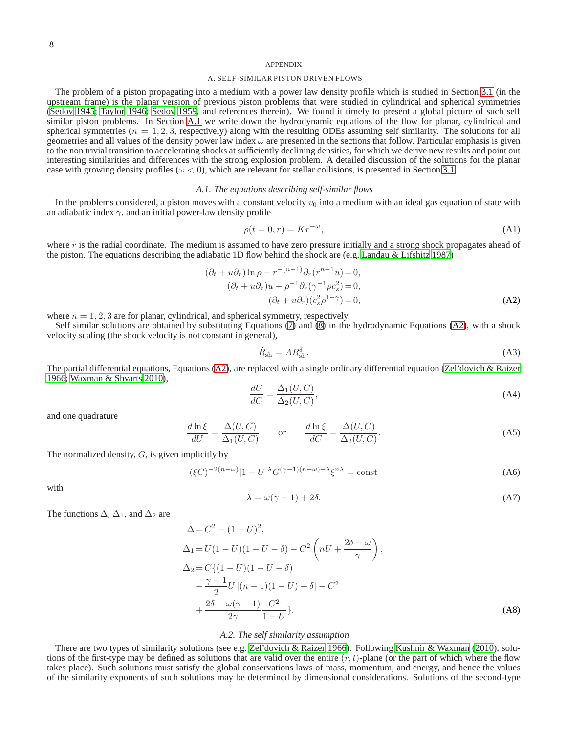# APPENDIX

## A. SELF-SIMILAR PISTON DRIVEN FLOWS

The problem of a piston propagating into a medium with a power law density profile which is studied in Section 3.1 (in the upstream frame) is the planar version of previous piston problems that were studied in cylindrical and spherical symmetries (Sedov 1945; Taylor 1946; Sedov 1959, and references therein). We found it timely to present a global picture of such self similar piston problems. In Section A.1 we write down the hydrodynamic equations of the flow for planar, cylindrical and spherical symmetries ($n = 1, 2, 3$, respectively) along with the resulting ODEs assuming self similarity. The solutions for all geometries and all values of the density power law index $\omega$ are presented in the sections that follow. Particular emphasis is given to the non trivial transition to accelerating shocks at sufficiently declining densities, for which we derive new results and point out interesting similarities and differences with the strong explosion problem. A detailed discussion of the solutions for the planar case with growing density profiles ($\omega < 0$), which are relevant for stellar collisions, is presented in Section 3.1.

### A.1. The equations describing self-similar flows

In the problems considered, a piston moves with a constant velocity $v_0$ into a medium with an ideal gas equation of state with an adiabatic index $\gamma$, and an initial power-law density profile

$$\rho(t = 0, r) = Kr^{-\omega}, \tag{A1}$$

where $r$ is the radial coordinate. The medium is assumed to have zero pressure initially and a strong shock propagates ahead of the piston. The equations describing the adiabatic 1D flow behind the shock are (e.g. Landau & Lifshitz 1987)

$$\begin{aligned}
(\partial_t + u\partial_r)\ln\rho + r^{-(n-1)}\partial_r(r^{n-1}u) &= 0,\\
(\partial_t + u\partial_r)u + \rho^{-1}\partial_r(\gamma^{-1}\rho c_s^2) &= 0,\\
(\partial_t + u\partial_r)(c_s^2\rho^{1-\gamma}) &= 0,
\end{aligned} \tag{A2}$$

where $n = 1, 2, 3$ are for planar, cylindrical, and spherical symmetry, respectively.

Self similar solutions are obtained by substituting Equations (7) and (8) in the hydrodynamic Equations (A2), with a shock velocity scaling (the shock velocity is not constant in general),

$$\dot{R}_{\rm sh} = AR_{\rm sh}^{\delta}. \tag{A3}$$

The partial differential equations, Equations (A2), are replaced with a single ordinary differential equation (Zel'dovich & Raizer 1966; Waxman & Shvarts 2010),

$$\frac{dU}{dC} = \frac{\Delta_1(U,C)}{\Delta_2(U,C)}, \tag{A4}$$

and one quadrature

$$\frac{d\ln\xi}{dU} = \frac{\Delta(U,C)}{\Delta_1(U,C)} \qquad \text{or} \qquad \frac{d\ln\xi}{dC} = \frac{\Delta(U,C)}{\Delta_2(U,C)}. \tag{A5}$$

The normalized density, $G$, is given implicitly by

$$(\xi C)^{-2(n-\omega)}|1-U|^{\lambda}G^{(\gamma-1)(n-\omega)+\lambda}\xi^{n\lambda} = \text{const} \tag{A6}$$

with

$$\lambda = \omega(\gamma-1) + 2\delta. \tag{A7}$$

The functions $\Delta$, $\Delta_1$, and $\Delta_2$ are

$$\begin{aligned}
\Delta &= C^2 - (1-U)^2,\\
\Delta_1 &= U(1-U)(1-U-\delta) - C^2\left(nU + \frac{2\delta-\omega}{\gamma}\right),\\
\Delta_2 &= C\{(1-U)(1-U-\delta)\\
&\quad - \frac{\gamma-1}{2}U\left[(n-1)(1-U)+\delta\right] - C^2\\
&\quad + \frac{2\delta+\omega(\gamma-1)}{2\gamma}\frac{C^2}{1-U}\}.
\end{aligned} \tag{A8}$$

### A.2. The self similarity assumption

There are two types of similarity solutions (see e.g. Zel'dovich & Raizer 1966). Following Kushnir & Waxman (2010), solutions of the first-type may be defined as solutions that are valid over the entire $(r,t)$-plane (or the part of which where the flow takes place). Such solutions must satisfy the global conservations laws of mass, momentum, and energy, and hence the values of the similarity exponents of such solutions may be determined by dimensional considerations. Solutions of the second-type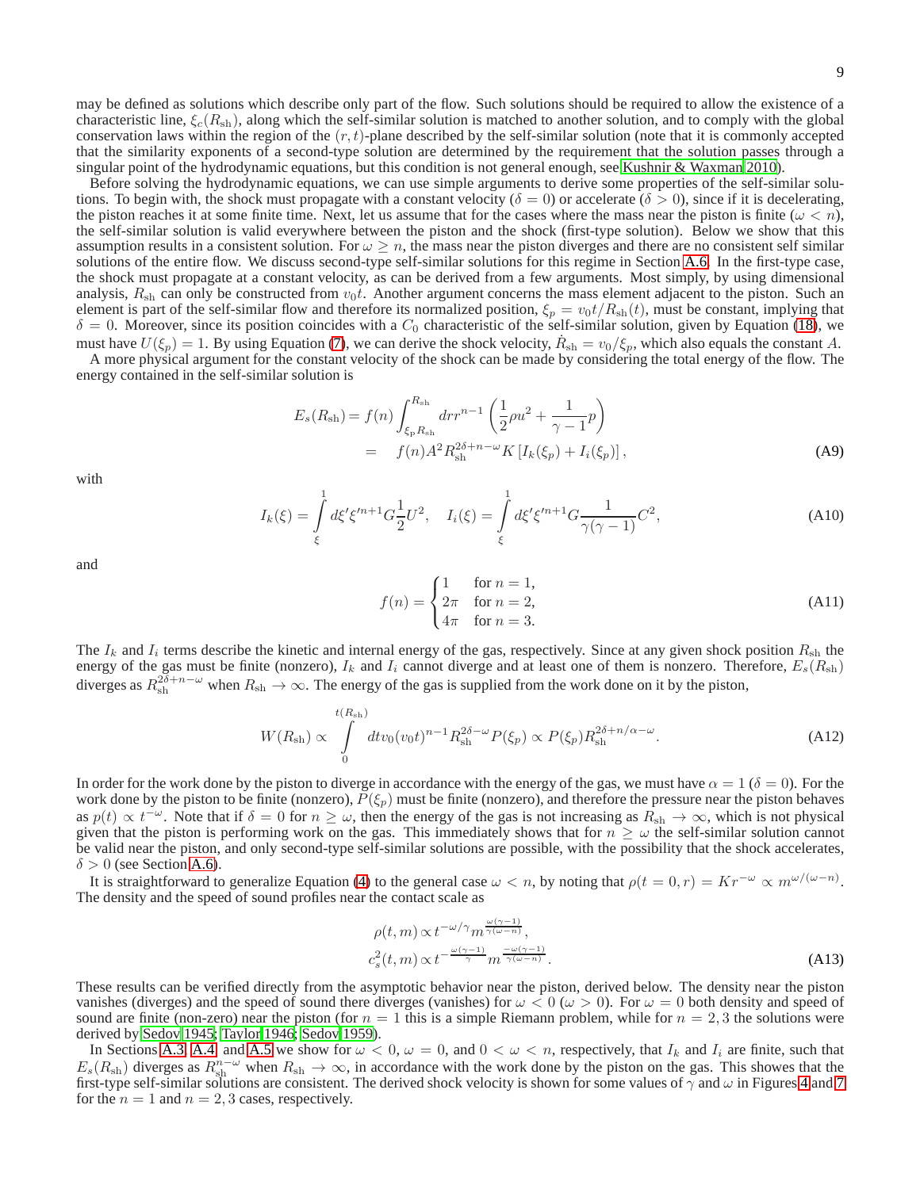may be defined as solutions which describe only part of the flow. Such solutions should be required to allow the existence of a characteristic line, $\xi_c(R_{\rm sh})$, along which the self-similar solution is matched to another solution, and to comply with the global conservation laws within the region of the $(r,t)$-plane described by the self-similar solution (note that it is commonly accepted that the similarity exponents of a second-type solution are determined by the requirement that the solution passes through a singular point of the hydrodynamic equations, but this condition is not general enough, see Kushnir & Waxman 2010).

Before solving the hydrodynamic equations, we can use simple arguments to derive some properties of the self-similar solutions. To begin with, the shock must propagate with a constant velocity ($\delta=0$) or accelerate ($\delta>0$), since if it is decelerating, the piston reaches it at some finite time. Next, let us assume that for the cases where the mass near the piston is finite ($\omega<n$), the self-similar solution is valid everywhere between the piston and the shock (first-type solution). Below we show that this assumption results in a consistent solution. For $\omega\geq n$, the mass near the piston diverges and there are no consistent self similar solutions of the entire flow. We discuss second-type self-similar solutions for this regime in Section A.6. In the first-type case, the shock must propagate at a constant velocity, as can be derived from a few arguments. Most simply, by using dimensional analysis, $R_{\rm sh}$ can only be constructed from $v_0t$. Another argument concerns the mass element adjacent to the piston. Such an element is part of the self-similar flow and therefore its normalized position, $\xi_p=v_0t/R_{\rm sh}(t)$, must be constant, implying that $\delta=0$. Moreover, since its position coincides with a $C_0$ characteristic of the self-similar solution, given by Equation (18), we must have $U(\xi_p)=1$. By using Equation (7), we can derive the shock velocity, $\dot{R}_{\rm sh}=v_0/\xi_p$, which also equals the constant $A$.

A more physical argument for the constant velocity of the shock can be made by considering the total energy of the flow. The energy contained in the self-similar solution is

$$
\begin{aligned}
E_s(R_{\rm sh}) &= f(n)\int_{\xi_{\rm p}R_{\rm sh}}^{R_{\rm sh}} dr r^{n-1}\left(\frac{1}{2}\rho u^2+\frac{1}{\gamma-1}p\right)\\
&= f(n)A^2R_{\rm sh}^{2\delta+n-\omega}K\left[I_k(\xi_p)+I_i(\xi_p)\right],
\end{aligned}
\tag{A9}
$$

with

$$
I_k(\xi)=\int_{\xi}^{1} d\xi'\xi'^{n+1}G\frac{1}{2}U^2,\quad I_i(\xi)=\int_{\xi}^{1} d\xi'\xi'^{n+1}G\frac{1}{\gamma(\gamma-1)}C^2,
\tag{A10}
$$

and

$$
f(n)=\begin{cases}1 & \text{for } n=1,\\ 2\pi & \text{for } n=2,\\ 4\pi & \text{for } n=3.\end{cases}
\tag{A11}
$$

The $I_k$ and $I_i$ terms describe the kinetic and internal energy of the gas, respectively. Since at any given shock position $R_{\rm sh}$ the energy of the gas must be finite (nonzero), $I_k$ and $I_i$ cannot diverge and at least one of them is nonzero. Therefore, $E_s(R_{\rm sh})$ diverges as $R_{\rm sh}^{2\delta+n-\omega}$ when $R_{\rm sh}\to\infty$. The energy of the gas is supplied from the work done on it by the piston,

$$
W(R_{\rm sh})\propto\int_0^{t(R_{\rm sh})} dt v_0(v_0t)^{n-1}R_{\rm sh}^{2\delta-\omega}P(\xi_p)\propto P(\xi_p)R_{\rm sh}^{2\delta+n/\alpha-\omega}.
\tag{A12}
$$

In order for the work done by the piston to diverge in accordance with the energy of the gas, we must have $\alpha=1$ ($\delta=0$). For the work done by the piston to be finite (nonzero), $P(\xi_p)$ must be finite (nonzero), and therefore the pressure near the piston behaves as $p(t)\propto t^{-\omega}$. Note that if $\delta=0$ for $n\geq\omega$, then the energy of the gas is not increasing as $R_{\rm sh}\to\infty$, which is not physical given that the piston is performing work on the gas. This immediately shows that for $n\geq\omega$ the self-similar solution cannot be valid near the piston, and only second-type self-similar solutions are possible, with the possibility that the shock accelerates, $\delta>0$ (see Section A.6).

It is straightforward to generalize Equation (4) to the general case $\omega<n$, by noting that $\rho(t=0,r)=Kr^{-\omega}\propto m^{\omega/(\omega-n)}$. The density and the speed of sound profiles near the contact scale as

$$
\begin{aligned}
\rho(t,m) &\propto t^{-\omega/\gamma}m^{\frac{\omega(\gamma-1)}{\gamma(\omega-n)}},\\
c_s^2(t,m) &\propto t^{-\frac{\omega(\gamma-1)}{\gamma}}m^{\frac{-\omega(\gamma-1)}{\gamma(\omega-n)}}.
\end{aligned}
\tag{A13}
$$

These results can be verified directly from the asymptotic behavior near the piston, derived below. The density near the piston vanishes (diverges) and the speed of sound there diverges (vanishes) for $\omega<0$ ($\omega>0$). For $\omega=0$ both density and speed of sound are finite (non-zero) near the piston (for $n=1$ this is a simple Riemann problem, while for $n=2,3$ the solutions were derived by Sedov 1945; Taylor 1946; Sedov 1959).

In Sections A.3, A.4, and A.5 we show for $\omega<0$, $\omega=0$, and $0<\omega<n$, respectively, that $I_k$ and $I_i$ are finite, such that $E_s(R_{\rm sh})$ diverges as $R_{\rm sh}^{n-\omega}$ when $R_{\rm sh}\to\infty$, in accordance with the work done by the piston on the gas. This showes that the first-type self-similar solutions are consistent. The derived shock velocity is shown for some values of $\gamma$ and $\omega$ in Figures 4 and 7 for the $n=1$ and $n=2,3$ cases, respectively.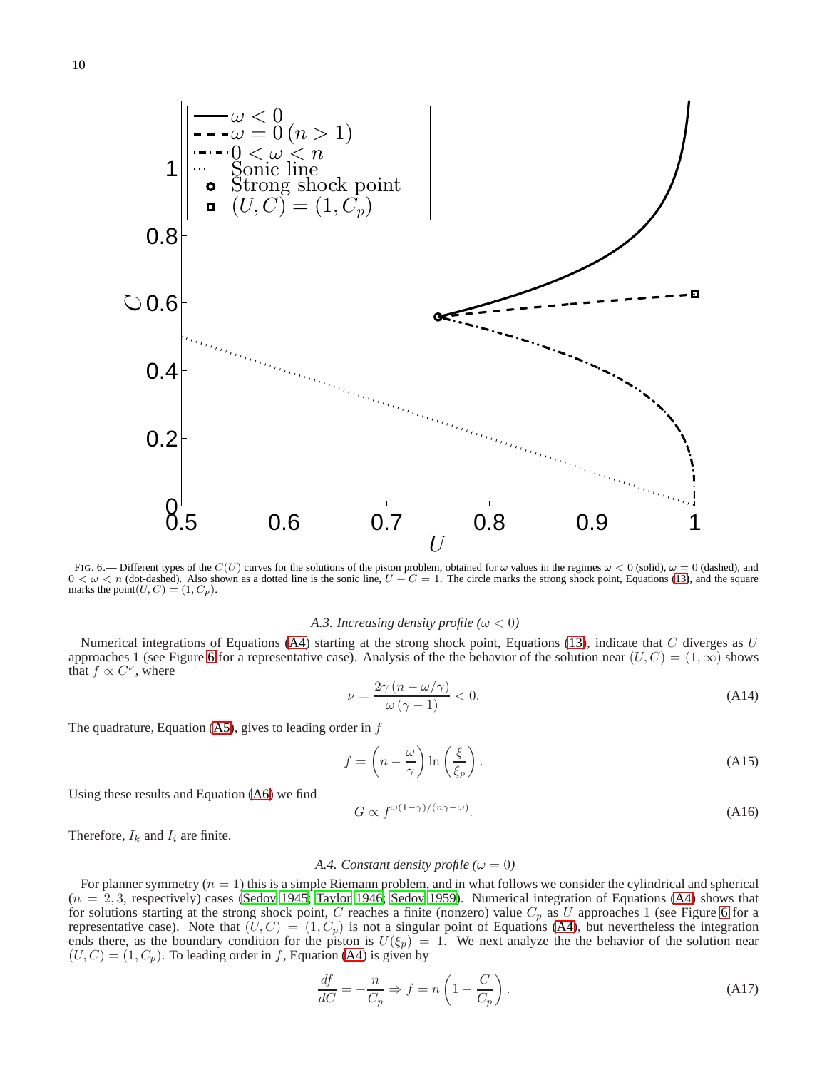FIG. 6.— Different types of the $C(U)$ curves for the solutions of the piston problem, obtained for $\omega$ values in the regimes $\omega < 0$ (solid), $\omega = 0$ (dashed), and $0 < \omega < n$ (dot-dashed). Also shown as a dotted line is the sonic line, $U + C = 1$. The circle marks the strong shock point, Equations (13), and the square marks the point$(U, C) = (1, C_p)$.

### A.3. *Increasing density profile* ($\omega < 0$)

Numerical integrations of Equations (A4) starting at the strong shock point, Equations (13), indicate that $C$ diverges as $U$ approaches 1 (see Figure 6 for a representative case). Analysis of the the behavior of the solution near $(U, C) = (1, \infty)$ shows that $f \propto C^{\nu}$, where

$$\nu = \frac{2\gamma\,(n - \omega/\gamma)}{\omega\,(\gamma - 1)} < 0. \tag{A14}$$

The quadrature, Equation (A5), gives to leading order in $f$

$$f = \left(n - \frac{\omega}{\gamma}\right) \ln\left(\frac{\xi}{\xi_p}\right). \tag{A15}$$

Using these results and Equation (A6) we find

$$G \propto f^{\omega(1-\gamma)/(n\gamma-\omega)}. \tag{A16}$$

Therefore, $I_k$ and $I_i$ are finite.

### A.4. *Constant density profile* ($\omega = 0$)

For planner symmetry ($n = 1$) this is a simple Riemann problem, and in what follows we consider the cylindrical and spherical ($n = 2, 3$, respectively) cases (Sedov 1945; Taylor 1946; Sedov 1959). Numerical integration of Equations (A4) shows that for solutions starting at the strong shock point, $C$ reaches a finite (nonzero) value $C_p$ as $U$ approaches 1 (see Figure 6 for a representative case). Note that $(U, C) = (1, C_p)$ is not a singular point of Equations (A4), but nevertheless the integration ends there, as the boundary condition for the piston is $U(\xi_p) = 1$. We next analyze the the behavior of the solution near $(U, C) = (1, C_p)$. To leading order in $f$, Equation (A4) is given by

$$\frac{df}{dC} = -\frac{n}{C_p} \Rightarrow f = n\left(1 - \frac{C}{C_p}\right). \tag{A17}$$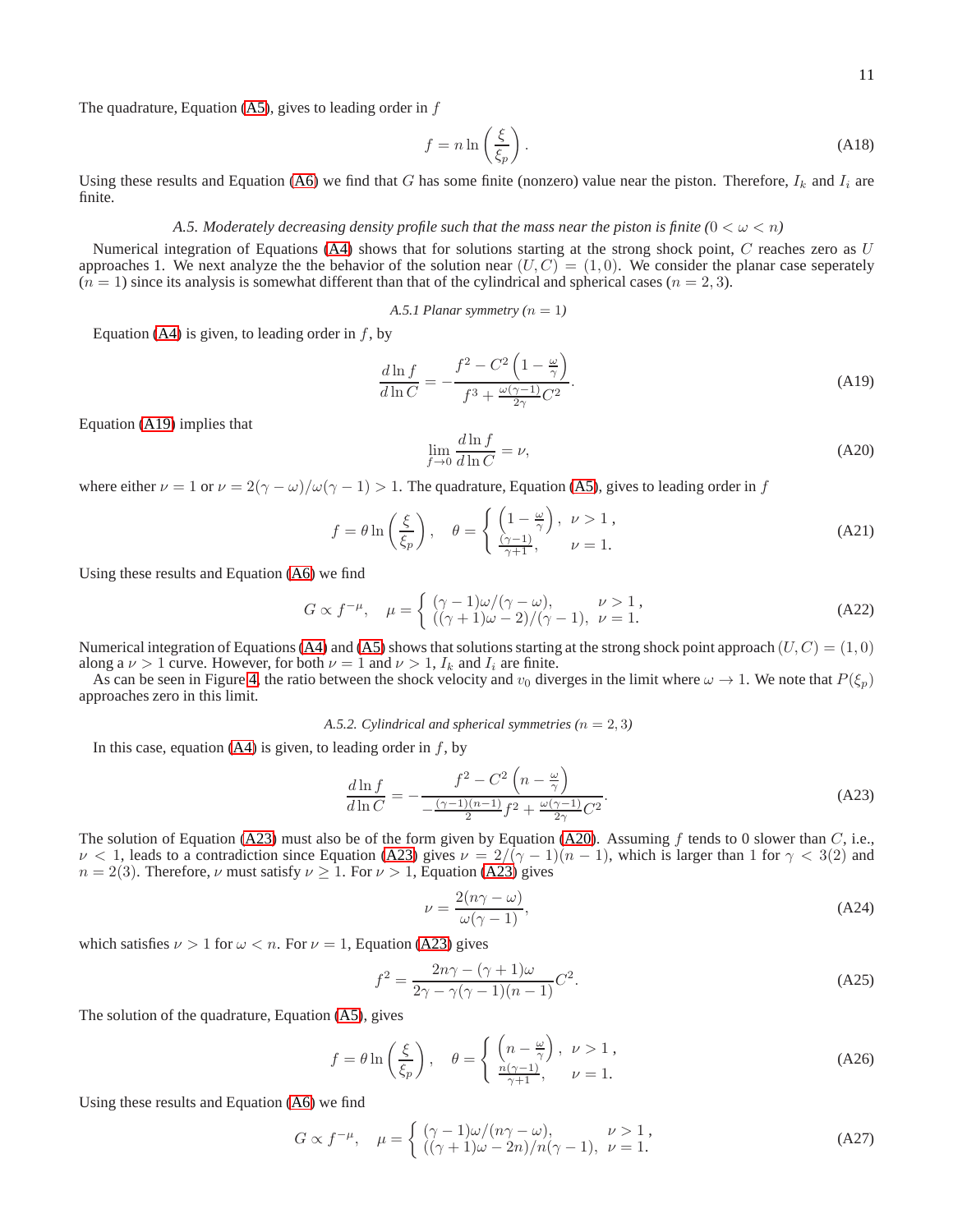The quadrature, Equation (A5), gives to leading order in $f$

$$f = n \ln \left( \frac{\xi}{\xi_p} \right). \tag{A18}$$

Using these results and Equation (A6) we find that $G$ has some finite (nonzero) value near the piston. Therefore, $I_k$ and $I_i$ are finite.

### *A.5. Moderately decreasing density profile such that the mass near the piston is finite ($0 < \omega < n$)*

Numerical integration of Equations (A4) shows that for solutions starting at the strong shock point, $C$ reaches zero as $U$ approaches 1. We next analyze the the behavior of the solution near $(U, C) = (1, 0)$. We consider the planar case seperately ($n = 1$) since its analysis is somewhat different than that of the cylindrical and spherical cases ($n = 2, 3$).

#### *A.5.1 Planar symmetry ($n = 1$)*

Equation (A4) is given, to leading order in $f$, by

$$\frac{d \ln f}{d \ln C} = - \frac{f^2 - C^2 \left(1 - \frac{\omega}{\gamma}\right)}{f^3 + \frac{\omega(\gamma-1)}{2\gamma} C^2}. \tag{A19}$$

Equation (A19) implies that

$$\lim_{f \to 0} \frac{d \ln f}{d \ln C} = \nu, \tag{A20}$$

where either $\nu = 1$ or $\nu = 2(\gamma - \omega)/\omega(\gamma - 1) > 1$. The quadrature, Equation (A5), gives to leading order in $f$

$$f = \theta \ln \left( \frac{\xi}{\xi_p} \right), \quad \theta = \begin{cases} \left(1 - \frac{\omega}{\gamma}\right), & \nu > 1\,, \\ \frac{(\gamma-1)}{\gamma+1}, & \nu = 1. \end{cases} \tag{A21}$$

Using these results and Equation (A6) we find

$$G \propto f^{-\mu}, \quad \mu = \begin{cases} (\gamma - 1)\omega/(\gamma - \omega), & \nu > 1\,, \\ ((\gamma+1)\omega - 2)/(\gamma - 1), & \nu = 1. \end{cases} \tag{A22}$$

Numerical integration of Equations (A4) and (A5) shows that solutions starting at the strong shock point approach $(U, C) = (1, 0)$ along a $\nu > 1$ curve. However, for both $\nu = 1$ and $\nu > 1$, $I_k$ and $I_i$ are finite.

As can be seen in Figure 4, the ratio between the shock velocity and $v_0$ diverges in the limit where $\omega \to 1$. We note that $P(\xi_p)$ approaches zero in this limit.

#### *A.5.2. Cylindrical and spherical symmetries ($n = 2, 3$)*

In this case, equation (A4) is given, to leading order in $f$, by

$$\frac{d \ln f}{d \ln C} = - \frac{f^2 - C^2 \left(n - \frac{\omega}{\gamma}\right)}{-\frac{(\gamma-1)(n-1)}{2} f^2 + \frac{\omega(\gamma-1)}{2\gamma} C^2}. \tag{A23}$$

The solution of Equation (A23) must also be of the form given by Equation (A20). Assuming $f$ tends to 0 slower than $C$, i.e., $\nu < 1$, leads to a contradiction since Equation (A23) gives $\nu = 2/(\gamma - 1)(n - 1)$, which is larger than 1 for $\gamma < 3(2)$ and $n = 2(3)$. Therefore, $\nu$ must satisfy $\nu \geq 1$. For $\nu > 1$, Equation (A23) gives

$$\nu = \frac{2(n\gamma - \omega)}{\omega(\gamma - 1)}, \tag{A24}$$

which satisfies $\nu > 1$ for $\omega < n$. For $\nu = 1$, Equation (A23) gives

$$f^2 = \frac{2n\gamma - (\gamma+1)\omega}{2\gamma - \gamma(\gamma-1)(n-1)} C^2. \tag{A25}$$

The solution of the quadrature, Equation (A5), gives

$$f = \theta \ln \left( \frac{\xi}{\xi_p} \right), \quad \theta = \begin{cases} \left(n - \frac{\omega}{\gamma}\right), & \nu > 1\,, \\ \frac{n(\gamma-1)}{\gamma+1}, & \nu = 1. \end{cases} \tag{A26}$$

Using these results and Equation (A6) we find

$$G \propto f^{-\mu}, \quad \mu = \begin{cases} (\gamma - 1)\omega/(n\gamma - \omega), & \nu > 1\,, \\ ((\gamma+1)\omega - 2n)/n(\gamma - 1), & \nu = 1. \end{cases} \tag{A27}$$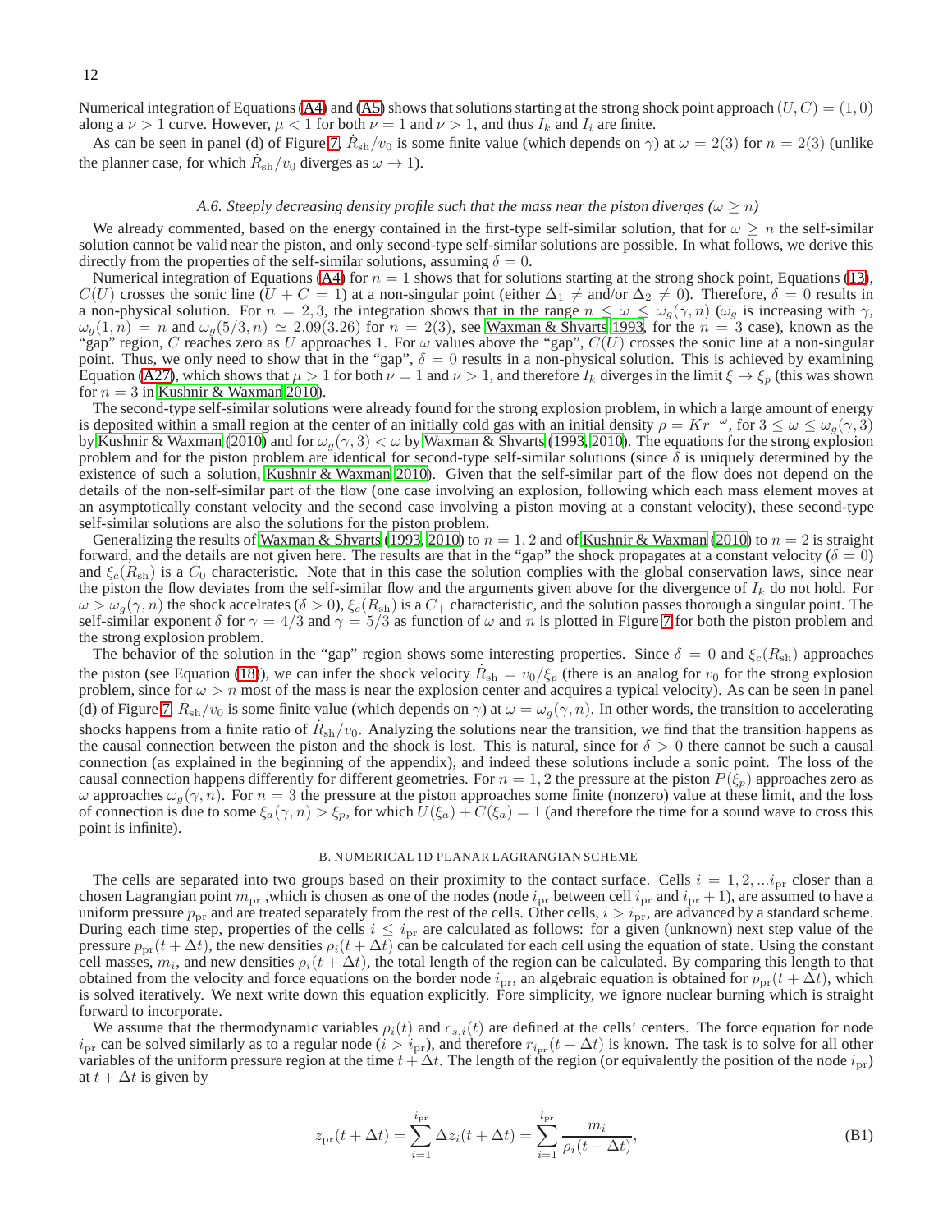Numerical integration of Equations (A4) and (A5) shows that solutions starting at the strong shock point approach $(U, C) = (1, 0)$ along a $\nu > 1$ curve. However, $\mu < 1$ for both $\nu = 1$ and $\nu > 1$, and thus $I_k$ and $I_i$ are finite.

As can be seen in panel (d) of Figure 7, $\dot{R}_{\rm sh}/v_0$ is some finite value (which depends on $\gamma$) at $\omega = 2(3)$ for $n = 2(3)$ (unlike the planner case, for which $\dot{R}_{\rm sh}/v_0$ diverges as $\omega \to 1$).

### *A.6. Steeply decreasing density profile such that the mass near the piston diverges ($\omega \geq n$)*

We already commented, based on the energy contained in the first-type self-similar solution, that for $\omega \geq n$ the self-similar solution cannot be valid near the piston, and only second-type self-similar solutions are possible. In what follows, we derive this directly from the properties of the self-similar solutions, assuming $\delta = 0$.

Numerical integration of Equations (A4) for $n = 1$ shows that for solutions starting at the strong shock point, Equations (13), $C(U)$ crosses the sonic line ($U + C = 1$) at a non-singular point (either $\Delta_1 \neq$ and/or $\Delta_2 \neq 0$). Therefore, $\delta = 0$ results in a non-physical solution. For $n = 2, 3$, the integration shows that in the range $n \leq \omega \leq \omega_g(\gamma, n)$ ($\omega_g$ is increasing with $\gamma$, $\omega_g(1, n) = n$ and $\omega_g(5/3, n) \simeq 2.09(3.26)$ for $n = 2(3)$, see Waxman & Shvarts 1993, for the $n = 3$ case), known as the "gap" region, $C$ reaches zero as $U$ approaches 1. For $\omega$ values above the "gap", $C(U)$ crosses the sonic line at a non-singular point. Thus, we only need to show that in the "gap", $\delta = 0$ results in a non-physical solution. This is achieved by examining Equation (A27), which shows that $\mu > 1$ for both $\nu = 1$ and $\nu > 1$, and therefore $I_k$ diverges in the limit $\xi \to \xi_p$ (this was shown for $n = 3$ in Kushnir & Waxman 2010).

The second-type self-similar solutions were already found for the strong explosion problem, in which a large amount of energy is deposited within a small region at the center of an initially cold gas with an initial density $\rho = Kr^{-\omega}$, for $3 \leq \omega \leq \omega_g(\gamma, 3)$ by Kushnir & Waxman (2010) and for $\omega_g(\gamma, 3) < \omega$ by Waxman & Shvarts (1993, 2010). The equations for the strong explosion problem and for the piston problem are identical for second-type self-similar solutions (since $\delta$ is uniquely determined by the existence of such a solution, Kushnir & Waxman 2010). Given that the self-similar part of the flow does not depend on the details of the non-self-similar part of the flow (one case involving an explosion, following which each mass element moves at an asymptotically constant velocity and the second case involving a piston moving at a constant velocity), these second-type self-similar solutions are also the solutions for the piston problem.

Generalizing the results of Waxman & Shvarts (1993, 2010) to $n = 1, 2$ and of Kushnir & Waxman (2010) to $n = 2$ is straight forward, and the details are not given here. The results are that in the "gap" the shock propagates at a constant velocity ($\delta = 0$) and $\xi_c(R_{\rm sh})$ is a $C_0$ characteristic. Note that in this case the solution complies with the global conservation laws, since near the piston the flow deviates from the self-similar flow and the arguments given above for the divergence of $I_k$ do not hold. For $\omega > \omega_g(\gamma, n)$ the shock accelrates ($\delta > 0$), $\xi_c(R_{\rm sh})$ is a $C_+$ characteristic, and the solution passes thorough a singular point. The self-similar exponent $\delta$ for $\gamma = 4/3$ and $\gamma = 5/3$ as function of $\omega$ and $n$ is plotted in Figure 7 for both the piston problem and the strong explosion problem.

The behavior of the solution in the "gap" region shows some interesting properties. Since $\delta = 0$ and $\xi_c(R_{\rm sh})$ approaches the piston (see Equation (18)), we can infer the shock velocity $\dot{R}_{\rm sh} = v_0/\xi_p$ (there is an analog for $v_0$ for the strong explosion problem, since for $\omega > n$ most of the mass is near the explosion center and acquires a typical velocity). As can be seen in panel (d) of Figure 7, $\dot{R}_{\rm sh}/v_0$ is some finite value (which depends on $\gamma$) at $\omega = \omega_g(\gamma, n)$. In other words, the transition to accelerating shocks happens from a finite ratio of $\dot{R}_{\rm sh}/v_0$. Analyzing the solutions near the transition, we find that the transition happens as the causal connection between the piston and the shock is lost. This is natural, since for $\delta > 0$ there cannot be such a causal connection (as explained in the beginning of the appendix), and indeed these solutions include a sonic point. The loss of the causal connection happens differently for different geometries. For $n = 1, 2$ the pressure at the piston $P(\xi_p)$ approaches zero as $\omega$ approaches $\omega_g(\gamma, n)$. For $n = 3$ the pressure at the piston approaches some finite (nonzero) value at these limit, and the loss of connection is due to some $\xi_a(\gamma, n) > \xi_p$, for which $U(\xi_a) + C(\xi_a) = 1$ (and therefore the time for a sound wave to cross this point is infinite).

## B. NUMERICAL 1D PLANAR LAGRANGIAN SCHEME

The cells are separated into two groups based on their proximity to the contact surface. Cells $i = 1, 2, ...i_{\rm pr}$ closer than a chosen Lagrangian point $m_{\rm pr}$ ,which is chosen as one of the nodes (node $i_{\rm pr}$ between cell $i_{\rm pr}$ and $i_{\rm pr} + 1$), are assumed to have a uniform pressure $p_{\rm pr}$ and are treated separately from the rest of the cells. Other cells, $i > i_{\rm pr}$, are advanced by a standard scheme. During each time step, properties of the cells $i \leq i_{\rm pr}$ are calculated as follows: for a given (unknown) next step value of the pressure $p_{\rm pr}(t + \Delta t)$, the new densities $\rho_i(t + \Delta t)$ can be calculated for each cell using the equation of state. Using the constant cell masses, $m_i$, and new densities $\rho_i(t + \Delta t)$, the total length of the region can be calculated. By comparing this length to that obtained from the velocity and force equations on the border node $i_{\rm pr}$, an algebraic equation is obtained for $p_{\rm pr}(t + \Delta t)$, which is solved iteratively. We next write down this equation explicitly. Fore simplicity, we ignore nuclear burning which is straight forward to incorporate.

We assume that the thermodynamic variables $\rho_i(t)$ and $c_{s,i}(t)$ are defined at the cells' centers. The force equation for node $i_{\rm pr}$ can be solved similarly as to a regular node ($i > i_{\rm pr}$), and therefore $r_{i_{\rm pr}}(t + \Delta t)$ is known. The task is to solve for all other variables of the uniform pressure region at the time $t + \Delta t$. The length of the region (or equivalently the position of the node $i_{\rm pr}$) at $t + \Delta t$ is given by

$$z_{\rm pr}(t + \Delta t) = \sum_{i=1}^{i_{\rm pr}} \Delta z_i(t + \Delta t) = \sum_{i=1}^{i_{\rm pr}} \frac{m_i}{\rho_i(t + \Delta t)}, \tag{B1}$$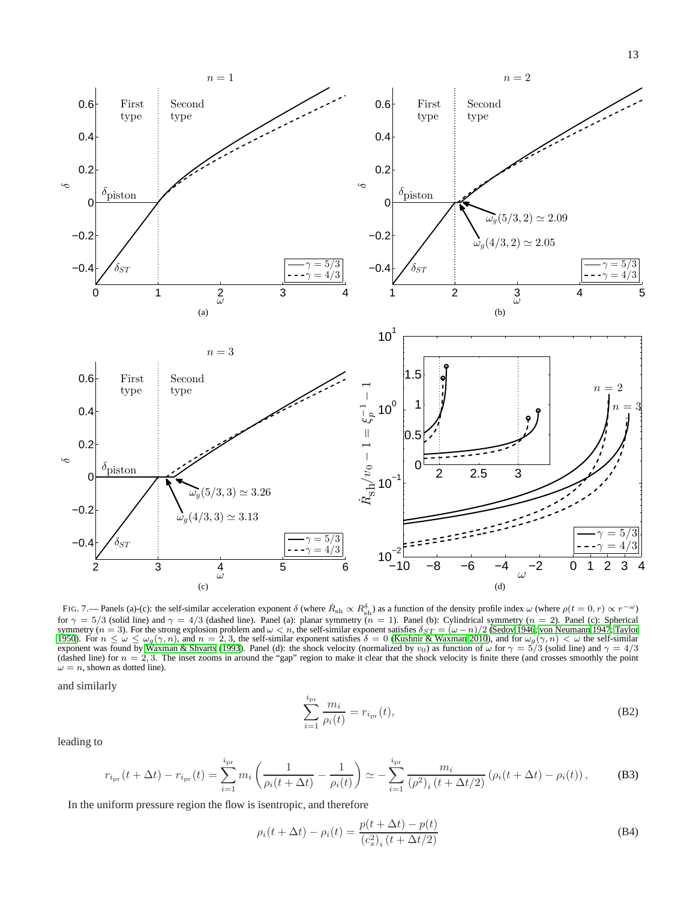FIG. 7.— Panels (a)-(c): the self-similar acceleration exponent $\delta$ (where $\dot{R}_{\rm sh} \propto R_{\rm sh}^{\delta}$) as a function of the density profile index $\omega$ (where $\rho(t=0,r) \propto r^{-\omega}$) for $\gamma = 5/3$ (solid line) and $\gamma = 4/3$ (dashed line). Panel (a): planar symmetry ($n = 1$). Panel (b): Cylindrical symmetry ($n = 2$). Panel (c): Spherical symmetry ($n = 3$). For the strong explosion problem and $\omega < n$, the self-similar exponent satisfies $\delta_{ST} = (\omega - n)/2$ (Sedov 1946; von Neumann 1947; Taylor 1950). For $n \leq \omega \leq \omega_g(\gamma, n)$, and $n = 2, 3$, the self-similar exponent satisfies $\delta = 0$ (Kushnir & Waxman 2010), and for $\omega_g(\gamma, n) < \omega$ the self-similar exponent was found by Waxman & Shvarts (1993). Panel (d): the shock velocity (normalized by $v_0$) as function of $\omega$ for $\gamma = 5/3$ (solid line) and $\gamma = 4/3$ (dashed line) for $n = 2, 3$. The inset zooms in around the "gap" region to make it clear that the shock velocity is finite there (and crosses smoothly the point $\omega = n$, shown as dotted line).

and similarly

$$\sum_{i=1}^{i_{\rm pr}} \frac{m_i}{\rho_i(t)} = r_{i_{\rm pr}}(t), \tag{B2}$$

leading to

$$r_{i_{\rm pr}}(t+\Delta t) - r_{i_{\rm pr}}(t) = \sum_{i=1}^{i_{\rm pr}} m_i \left( \frac{1}{\rho_i(t+\Delta t)} - \frac{1}{\rho_i(t)} \right) \simeq - \sum_{i=1}^{i_{\rm pr}} \frac{m_i}{(\rho^2)_i\,(t+\Delta t/2)} \left(\rho_i(t+\Delta t) - \rho_i(t)\right), \tag{B3}$$

In the uniform pressure region the flow is isentropic, and therefore

$$\rho_i(t+\Delta t) - \rho_i(t) = \frac{p(t+\Delta t) - p(t)}{(c_s^2)_i\,(t+\Delta t/2)} \tag{B4}$$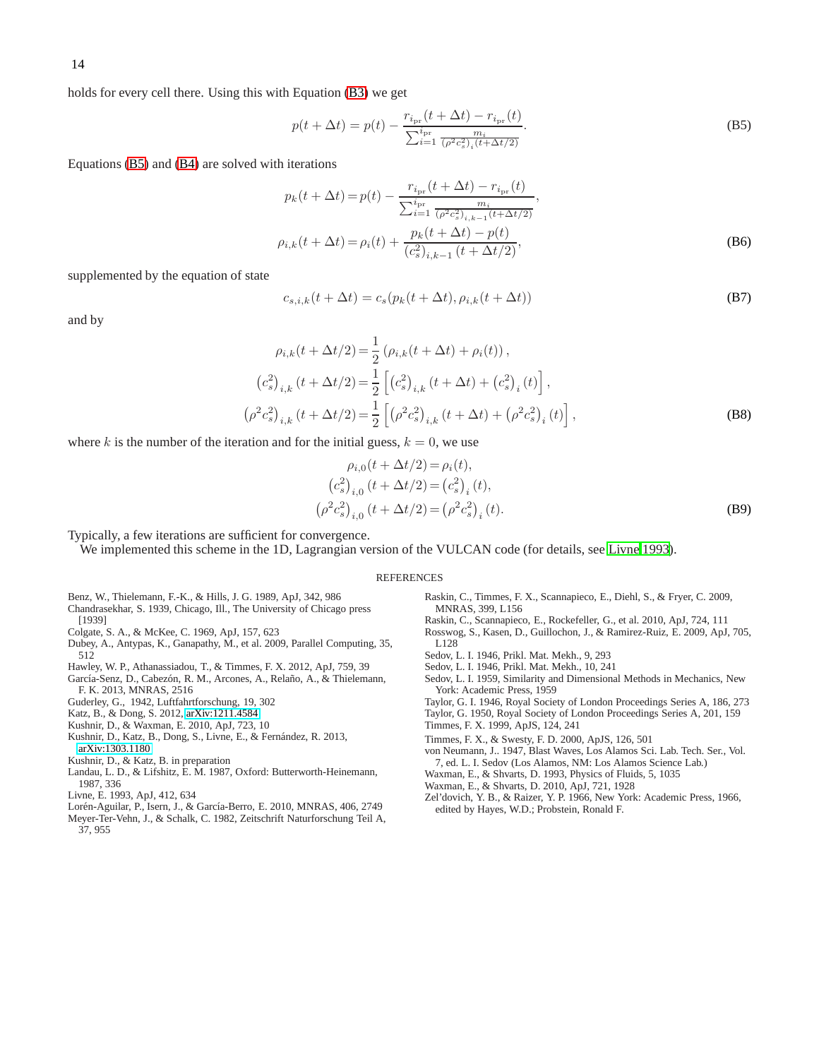holds for every cell there. Using this with Equation (B3) we get

$$p(t+\Delta t) = p(t) - \frac{r_{i_{\rm pr}}(t+\Delta t) - r_{i_{\rm pr}}(t)}{\sum_{i=1}^{i_{\rm pr}} \frac{m_i}{(\rho^2 c_s^2)_i (t+\Delta t/2)}}. \tag{B5}$$

Equations (B5) and (B4) are solved with iterations

$$\begin{aligned}
p_k(t+\Delta t) &= p(t) - \frac{r_{i_{\rm pr}}(t+\Delta t) - r_{i_{\rm pr}}(t)}{\sum_{i=1}^{i_{\rm pr}} \frac{m_i}{(\rho^2 c_s^2)_{i,k-1} (t+\Delta t/2)}}, \\
\rho_{i,k}(t+\Delta t) &= \rho_i(t) + \frac{p_k(t+\Delta t) - p(t)}{(c_s^2)_{i,k-1}(t+\Delta t/2)},
\end{aligned} \tag{B6}$$

supplemented by the equation of state

$$c_{s,i,k}(t+\Delta t) = c_s(p_k(t+\Delta t), \rho_{i,k}(t+\Delta t)) \tag{B7}$$

and by

$$\begin{aligned}
\rho_{i,k}(t+\Delta t/2) &= \frac{1}{2}\left(\rho_{i,k}(t+\Delta t) + \rho_i(t)\right), \\
\left(c_s^2\right)_{i,k}(t+\Delta t/2) &= \frac{1}{2}\left[\left(c_s^2\right)_{i,k}(t+\Delta t) + \left(c_s^2\right)_i(t)\right], \\
\left(\rho^2 c_s^2\right)_{i,k}(t+\Delta t/2) &= \frac{1}{2}\left[\left(\rho^2 c_s^2\right)_{i,k}(t+\Delta t) + \left(\rho^2 c_s^2\right)_i(t)\right],
\end{aligned} \tag{B8}$$

where $k$ is the number of the iteration and for the initial guess, $k=0$, we use

$$\begin{aligned}
\rho_{i,0}(t+\Delta t/2) &= \rho_i(t), \\
\left(c_s^2\right)_{i,0}(t+\Delta t/2) &= \left(c_s^2\right)_i(t), \\
\left(\rho^2 c_s^2\right)_{i,0}(t+\Delta t/2) &= \left(\rho^2 c_s^2\right)_i(t).
\end{aligned} \tag{B9}$$

Typically, a few iterations are sufficient for convergence.

We implemented this scheme in the 1D, Lagrangian version of the VULCAN code (for details, see Livne 1993).

## REFERENCES

Benz, W., Thielemann, F.-K., & Hills, J. G. 1989, ApJ, 342, 986
Chandrasekhar, S. 1939, Chicago, Ill., The University of Chicago press [1939]
Colgate, S. A., & McKee, C. 1969, ApJ, 157, 623
Dubey, A., Antypas, K., Ganapathy, M., et al. 2009, Parallel Computing, 35, 512
Hawley, W. P., Athanassiadou, T., & Timmes, F. X. 2012, ApJ, 759, 39
García-Senz, D., Cabezón, R. M., Arcones, A., Relaño, A., & Thielemann, F. K. 2013, MNRAS, 2516
Guderley, G., 1942, Luftfahrtforschung, 19, 302
Katz, B., & Dong, S. 2012, arXiv:1211.4584
Kushnir, D., & Waxman, E. 2010, ApJ, 723, 10
Kushnir, D., Katz, B., Dong, S., Livne, E., & Fernández, R. 2013, arXiv:1303.1180
Kushnir, D., & Katz, B. in preparation
Landau, L. D., & Lifshitz, E. M. 1987, Oxford: Butterworth-Heinemann, 1987, 336
Livne, E. 1993, ApJ, 412, 634
Lorén-Aguilar, P., Isern, J., & García-Berro, E. 2010, MNRAS, 406, 2749
Meyer-Ter-Vehn, J., & Schalk, C. 1982, Zeitschrift Naturforschung Teil A, 37, 955
Raskin, C., Timmes, F. X., Scannapieco, E., Diehl, S., & Fryer, C. 2009, MNRAS, 399, L156
Raskin, C., Scannapieco, E., Rockefeller, G., et al. 2010, ApJ, 724, 111
Rosswog, S., Kasen, D., Guillochon, J., & Ramirez-Ruiz, E. 2009, ApJ, 705, L128
Sedov, L. I. 1946, Prikl. Mat. Mekh., 9, 293
Sedov, L. I. 1946, Prikl. Mat. Mekh., 10, 241
Sedov, L. I. 1959, Similarity and Dimensional Methods in Mechanics, New York: Academic Press, 1959
Taylor, G. I. 1946, Royal Society of London Proceedings Series A, 186, 273
Taylor, G. 1950, Royal Society of London Proceedings Series A, 201, 159
Timmes, F. X. 1999, ApJS, 124, 241
Timmes, F. X., & Swesty, F. D. 2000, ApJS, 126, 501
von Neumann, J.. 1947, Blast Waves, Los Alamos Sci. Lab. Tech. Ser., Vol. 7, ed. L. I. Sedov (Los Alamos, NM: Los Alamos Science Lab.)
Waxman, E., & Shvarts, D. 1993, Physics of Fluids, 5, 1035
Waxman, E., & Shvarts, D. 2010, ApJ, 721, 1928
Zel'dovich, Y. B., & Raizer, Y. P. 1966, New York: Academic Press, 1966, edited by Hayes, W.D.; Probstein, Ronald F.